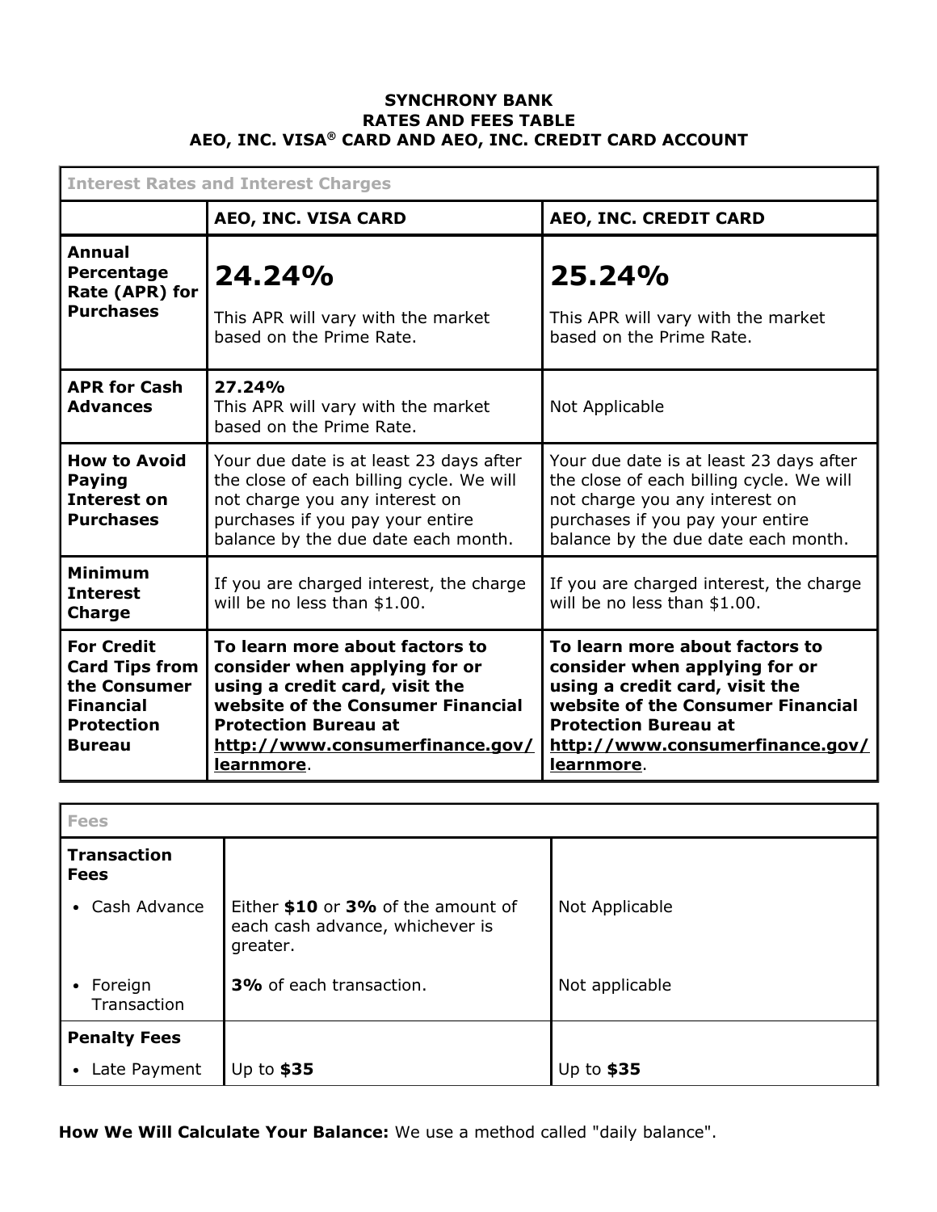# SYNCHRONY BANK
# RATES AND FEES TABLE
# AEO, INC. VISA® CARD AND AEO, INC. CREDIT CARD ACCOUNT

| Interest Rates and Interest Charges | | |
|---|---|---|
| | **AEO, INC. VISA CARD** | **AEO, INC. CREDIT CARD** |
| **Annual Percentage Rate (APR) for Purchases** | **24.24%** This APR will vary with the market based on the Prime Rate. | **25.24%** This APR will vary with the market based on the Prime Rate. |
| **APR for Cash Advances** | **27.24%** This APR will vary with the market based on the Prime Rate. | Not Applicable |
| **How to Avoid Paying Interest on Purchases** | Your due date is at least 23 days after the close of each billing cycle. We will not charge you any interest on purchases if you pay your entire balance by the due date each month. | Your due date is at least 23 days after the close of each billing cycle. We will not charge you any interest on purchases if you pay your entire balance by the due date each month. |
| **Minimum Interest Charge** | If you are charged interest, the charge will be no less than $1.00. | If you are charged interest, the charge will be no less than $1.00. |
| **For Credit Card Tips from the Consumer Financial Protection Bureau** | **To learn more about factors to consider when applying for or using a credit card, visit the website of the Consumer Financial Protection Bureau at http://www.consumerfinance.gov/learnmore**. | **To learn more about factors to consider when applying for or using a credit card, visit the website of the Consumer Financial Protection Bureau at http://www.consumerfinance.gov/learnmore**. |

| Fees | | |
|---|---|---|
| **Transaction Fees** | | |
| • Cash Advance | Either **$10** or **3%** of the amount of each cash advance, whichever is greater. | Not Applicable |
| • Foreign Transaction | **3%** of each transaction. | Not applicable |
| **Penalty Fees** | | |
| • Late Payment | Up to **$35** | Up to **$35** |

**How We Will Calculate Your Balance:** We use a method called "daily balance".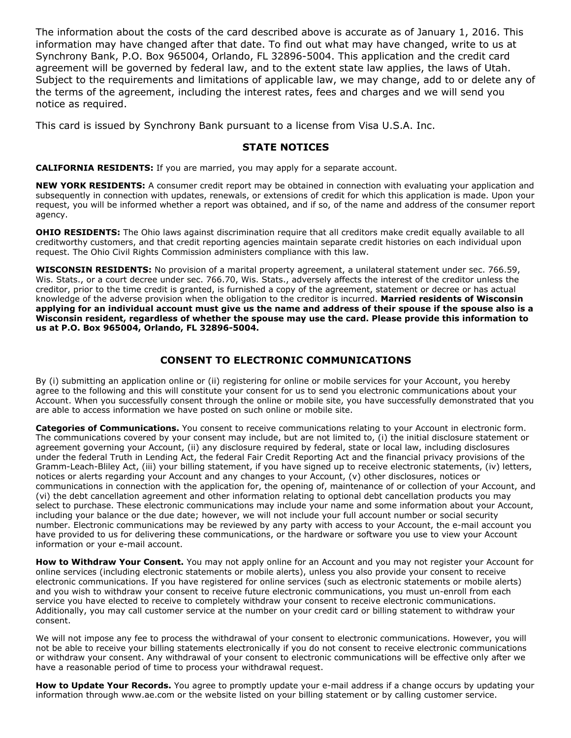The information about the costs of the card described above is accurate as of January 1, 2016. This information may have changed after that date. To find out what may have changed, write to us at Synchrony Bank, P.O. Box 965004, Orlando, FL 32896-5004. This application and the credit card agreement will be governed by federal law, and to the extent state law applies, the laws of Utah. Subject to the requirements and limitations of applicable law, we may change, add to or delete any of the terms of the agreement, including the interest rates, fees and charges and we will send you notice as required.

This card is issued by Synchrony Bank pursuant to a license from Visa U.S.A. Inc.

## STATE NOTICES

**CALIFORNIA RESIDENTS:** If you are married, you may apply for a separate account.

**NEW YORK RESIDENTS:** A consumer credit report may be obtained in connection with evaluating your application and subsequently in connection with updates, renewals, or extensions of credit for which this application is made. Upon your request, you will be informed whether a report was obtained, and if so, of the name and address of the consumer report agency.

**OHIO RESIDENTS:** The Ohio laws against discrimination require that all creditors make credit equally available to all creditworthy customers, and that credit reporting agencies maintain separate credit histories on each individual upon request. The Ohio Civil Rights Commission administers compliance with this law.

**WISCONSIN RESIDENTS:** No provision of a marital property agreement, a unilateral statement under sec. 766.59, Wis. Stats., or a court decree under sec. 766.70, Wis. Stats., adversely affects the interest of the creditor unless the creditor, prior to the time credit is granted, is furnished a copy of the agreement, statement or decree or has actual knowledge of the adverse provision when the obligation to the creditor is incurred. **Married residents of Wisconsin applying for an individual account must give us the name and address of their spouse if the spouse also is a Wisconsin resident, regardless of whether the spouse may use the card. Please provide this information to us at P.O. Box 965004, Orlando, FL 32896-5004.**

## CONSENT TO ELECTRONIC COMMUNICATIONS

By (i) submitting an application online or (ii) registering for online or mobile services for your Account, you hereby agree to the following and this will constitute your consent for us to send you electronic communications about your Account. When you successfully consent through the online or mobile site, you have successfully demonstrated that you are able to access information we have posted on such online or mobile site.

**Categories of Communications.** You consent to receive communications relating to your Account in electronic form. The communications covered by your consent may include, but are not limited to, (i) the initial disclosure statement or agreement governing your Account, (ii) any disclosure required by federal, state or local law, including disclosures under the federal Truth in Lending Act, the federal Fair Credit Reporting Act and the financial privacy provisions of the Gramm-Leach-Bliley Act, (iii) your billing statement, if you have signed up to receive electronic statements, (iv) letters, notices or alerts regarding your Account and any changes to your Account, (v) other disclosures, notices or communications in connection with the application for, the opening of, maintenance of or collection of your Account, and (vi) the debt cancellation agreement and other information relating to optional debt cancellation products you may select to purchase. These electronic communications may include your name and some information about your Account, including your balance or the due date; however, we will not include your full account number or social security number. Electronic communications may be reviewed by any party with access to your Account, the e-mail account you have provided to us for delivering these communications, or the hardware or software you use to view your Account information or your e-mail account.

**How to Withdraw Your Consent.** You may not apply online for an Account and you may not register your Account for online services (including electronic statements or mobile alerts), unless you also provide your consent to receive electronic communications. If you have registered for online services (such as electronic statements or mobile alerts) and you wish to withdraw your consent to receive future electronic communications, you must un-enroll from each service you have elected to receive to completely withdraw your consent to receive electronic communications. Additionally, you may call customer service at the number on your credit card or billing statement to withdraw your consent.

We will not impose any fee to process the withdrawal of your consent to electronic communications. However, you will not be able to receive your billing statements electronically if you do not consent to receive electronic communications or withdraw your consent. Any withdrawal of your consent to electronic communications will be effective only after we have a reasonable period of time to process your withdrawal request.

**How to Update Your Records.** You agree to promptly update your e-mail address if a change occurs by updating your information through www.ae.com or the website listed on your billing statement or by calling customer service.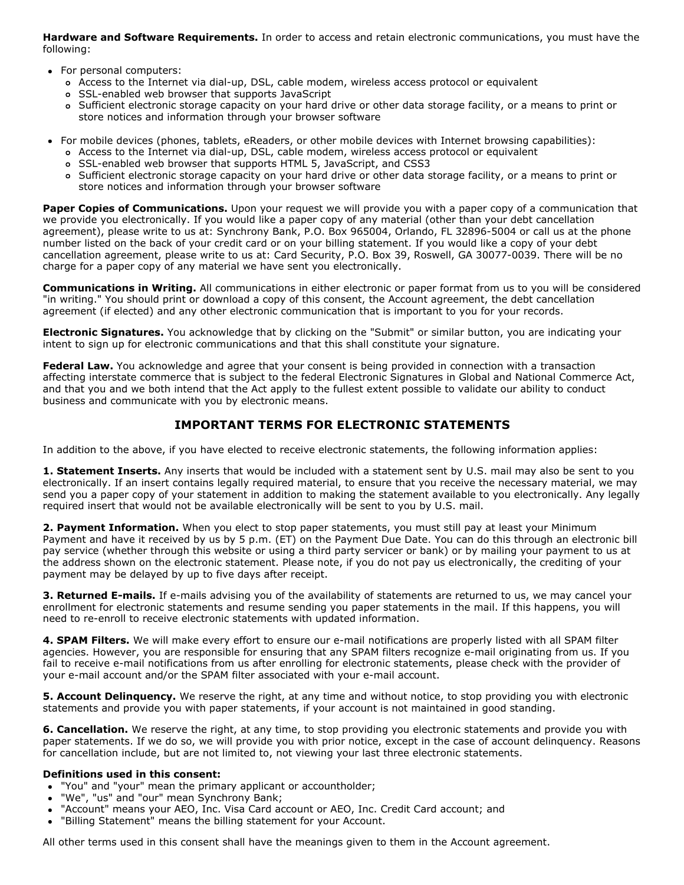**Hardware and Software Requirements.** In order to access and retain electronic communications, you must have the following:

- For personal computers:
  - Access to the Internet via dial-up, DSL, cable modem, wireless access protocol or equivalent
  - SSL-enabled web browser that supports JavaScript
  - Sufficient electronic storage capacity on your hard drive or other data storage facility, or a means to print or store notices and information through your browser software

- For mobile devices (phones, tablets, eReaders, or other mobile devices with Internet browsing capabilities):
  - Access to the Internet via dial-up, DSL, cable modem, wireless access protocol or equivalent
  - SSL-enabled web browser that supports HTML 5, JavaScript, and CSS3
  - Sufficient electronic storage capacity on your hard drive or other data storage facility, or a means to print or store notices and information through your browser software

**Paper Copies of Communications.** Upon your request we will provide you with a paper copy of a communication that we provide you electronically. If you would like a paper copy of any material (other than your debt cancellation agreement), please write to us at: Synchrony Bank, P.O. Box 965004, Orlando, FL 32896-5004 or call us at the phone number listed on the back of your credit card or on your billing statement. If you would like a copy of your debt cancellation agreement, please write to us at: Card Security, P.O. Box 39, Roswell, GA 30077-0039. There will be no charge for a paper copy of any material we have sent you electronically.

**Communications in Writing.** All communications in either electronic or paper format from us to you will be considered "in writing." You should print or download a copy of this consent, the Account agreement, the debt cancellation agreement (if elected) and any other electronic communication that is important to you for your records.

**Electronic Signatures.** You acknowledge that by clicking on the "Submit" or similar button, you are indicating your intent to sign up for electronic communications and that this shall constitute your signature.

**Federal Law.** You acknowledge and agree that your consent is being provided in connection with a transaction affecting interstate commerce that is subject to the federal Electronic Signatures in Global and National Commerce Act, and that you and we both intend that the Act apply to the fullest extent possible to validate our ability to conduct business and communicate with you by electronic means.

## IMPORTANT TERMS FOR ELECTRONIC STATEMENTS

In addition to the above, if you have elected to receive electronic statements, the following information applies:

**1. Statement Inserts.** Any inserts that would be included with a statement sent by U.S. mail may also be sent to you electronically. If an insert contains legally required material, to ensure that you receive the necessary material, we may send you a paper copy of your statement in addition to making the statement available to you electronically. Any legally required insert that would not be available electronically will be sent to you by U.S. mail.

**2. Payment Information.** When you elect to stop paper statements, you must still pay at least your Minimum Payment and have it received by us by 5 p.m. (ET) on the Payment Due Date. You can do this through an electronic bill pay service (whether through this website or using a third party servicer or bank) or by mailing your payment to us at the address shown on the electronic statement. Please note, if you do not pay us electronically, the crediting of your payment may be delayed by up to five days after receipt.

**3. Returned E-mails.** If e-mails advising you of the availability of statements are returned to us, we may cancel your enrollment for electronic statements and resume sending you paper statements in the mail. If this happens, you will need to re-enroll to receive electronic statements with updated information.

**4. SPAM Filters.** We will make every effort to ensure our e-mail notifications are properly listed with all SPAM filter agencies. However, you are responsible for ensuring that any SPAM filters recognize e-mail originating from us. If you fail to receive e-mail notifications from us after enrolling for electronic statements, please check with the provider of your e-mail account and/or the SPAM filter associated with your e-mail account.

**5. Account Delinquency.** We reserve the right, at any time and without notice, to stop providing you with electronic statements and provide you with paper statements, if your account is not maintained in good standing.

**6. Cancellation.** We reserve the right, at any time, to stop providing you electronic statements and provide you with paper statements. If we do so, we will provide you with prior notice, except in the case of account delinquency. Reasons for cancellation include, but are not limited to, not viewing your last three electronic statements.

**Definitions used in this consent:**

- "You" and "your" mean the primary applicant or accountholder;
- "We", "us" and "our" mean Synchrony Bank;
- "Account" means your AEO, Inc. Visa Card account or AEO, Inc. Credit Card account; and
- "Billing Statement" means the billing statement for your Account.

All other terms used in this consent shall have the meanings given to them in the Account agreement.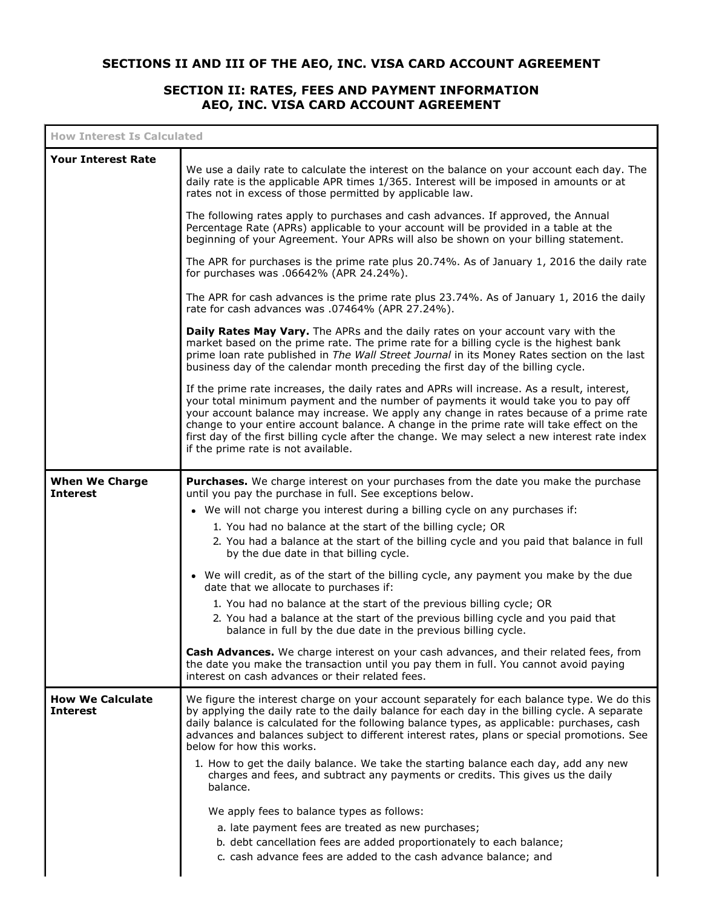## SECTIONS II AND III OF THE AEO, INC. VISA CARD ACCOUNT AGREEMENT

### SECTION II: RATES, FEES AND PAYMENT INFORMATION AEO, INC. VISA CARD ACCOUNT AGREEMENT

| How Interest Is Calculated | |
|---|---|
| **Your Interest Rate** | We use a daily rate to calculate the interest on the balance on your account each day. The daily rate is the applicable APR times 1/365. Interest will be imposed in amounts or at rates not in excess of those permitted by applicable law.<br><br>The following rates apply to purchases and cash advances. If approved, the Annual Percentage Rate (APRs) applicable to your account will be provided in a table at the beginning of your Agreement. Your APRs will also be shown on your billing statement.<br><br>The APR for purchases is the prime rate plus 20.74%. As of January 1, 2016 the daily rate for purchases was .06642% (APR 24.24%).<br><br>The APR for cash advances is the prime rate plus 23.74%. As of January 1, 2016 the daily rate for cash advances was .07464% (APR 27.24%).<br><br>**Daily Rates May Vary.** The APRs and the daily rates on your account vary with the market based on the prime rate. The prime rate for a billing cycle is the highest bank prime loan rate published in *The Wall Street Journal* in its Money Rates section on the last business day of the calendar month preceding the first day of the billing cycle.<br><br>If the prime rate increases, the daily rates and APRs will increase. As a result, interest, your total minimum payment and the number of payments it would take you to pay off your account balance may increase. We apply any change in rates because of a prime rate change to your entire account balance. A change in the prime rate will take effect on the first day of the first billing cycle after the change. We may select a new interest rate index if the prime rate is not available. |
| **When We Charge Interest** | **Purchases.** We charge interest on your purchases from the date you make the purchase until you pay the purchase in full. See exceptions below.<br><br>• We will not charge you interest during a billing cycle on any purchases if:<br>1. You had no balance at the start of the billing cycle; OR<br>2. You had a balance at the start of the billing cycle and you paid that balance in full by the due date in that billing cycle.<br><br>• We will credit, as of the start of the billing cycle, any payment you make by the due date that we allocate to purchases if:<br>1. You had no balance at the start of the previous billing cycle; OR<br>2. You had a balance at the start of the previous billing cycle and you paid that balance in full by the due date in the previous billing cycle.<br><br>**Cash Advances.** We charge interest on your cash advances, and their related fees, from the date you make the transaction until you pay them in full. You cannot avoid paying interest on cash advances or their related fees. |
| **How We Calculate Interest** | We figure the interest charge on your account separately for each balance type. We do this by applying the daily rate to the daily balance for each day in the billing cycle. A separate daily balance is calculated for the following balance types, as applicable: purchases, cash advances and balances subject to different interest rates, plans or special promotions. See below for how this works.<br><br>1. How to get the daily balance. We take the starting balance each day, add any new charges and fees, and subtract any payments or credits. This gives us the daily balance.<br><br>We apply fees to balance types as follows:<br>a. late payment fees are treated as new purchases;<br>b. debt cancellation fees are added proportionately to each balance;<br>c. cash advance fees are added to the cash advance balance; and |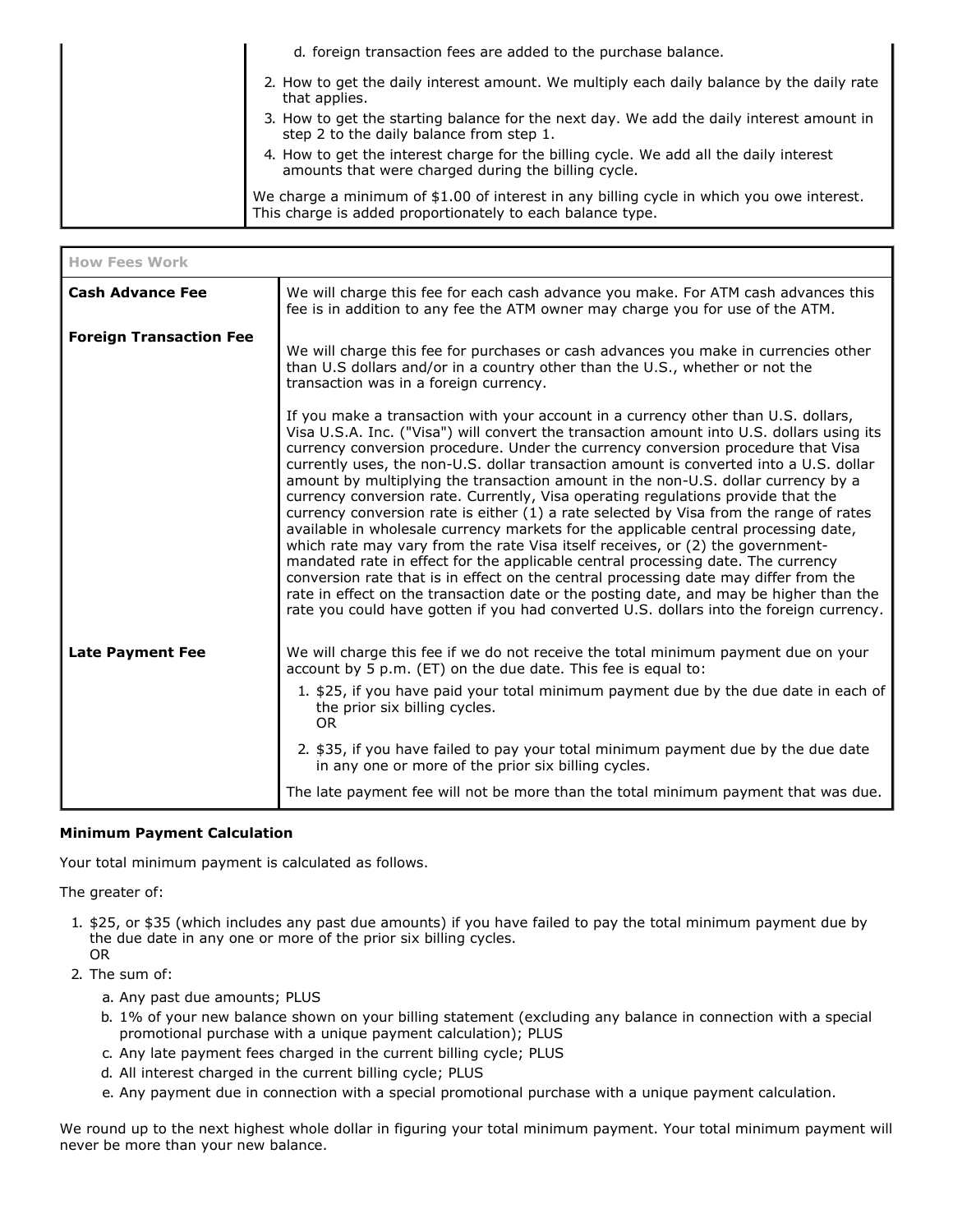| | |
|---|---|
| | d. foreign transaction fees are added to the purchase balance.<br>2. How to get the daily interest amount. We multiply each daily balance by the daily rate that applies.<br>3. How to get the starting balance for the next day. We add the daily interest amount in step 2 to the daily balance from step 1.<br>4. How to get the interest charge for the billing cycle. We add all the daily interest amounts that were charged during the billing cycle.<br><br>We charge a minimum of $1.00 of interest in any billing cycle in which you owe interest. This charge is added proportionately to each balance type. |

| How Fees Work | |
|---|---|
| **Cash Advance Fee** | We will charge this fee for each cash advance you make. For ATM cash advances this fee is in addition to any fee the ATM owner may charge you for use of the ATM. |
| **Foreign Transaction Fee** | We will charge this fee for purchases or cash advances you make in currencies other than U.S dollars and/or in a country other than the U.S., whether or not the transaction was in a foreign currency.<br><br>If you make a transaction with your account in a currency other than U.S. dollars, Visa U.S.A. Inc. ("Visa") will convert the transaction amount into U.S. dollars using its currency conversion procedure. Under the currency conversion procedure that Visa currently uses, the non-U.S. dollar transaction amount is converted into a U.S. dollar amount by multiplying the transaction amount in the non-U.S. dollar currency by a currency conversion rate. Currently, Visa operating regulations provide that the currency conversion rate is either (1) a rate selected by Visa from the range of rates available in wholesale currency markets for the applicable central processing date, which rate may vary from the rate Visa itself receives, or (2) the government-mandated rate in effect for the applicable central processing date. The currency conversion rate that is in effect on the central processing date may differ from the rate in effect on the transaction date or the posting date, and may be higher than the rate you could have gotten if you had converted U.S. dollars into the foreign currency. |
| **Late Payment Fee** | We will charge this fee if we do not receive the total minimum payment due on your account by 5 p.m. (ET) on the due date. This fee is equal to:<br>1. $25, if you have paid your total minimum payment due by the due date in each of the prior six billing cycles.<br>OR<br>2. $35, if you have failed to pay your total minimum payment due by the due date in any one or more of the prior six billing cycles.<br><br>The late payment fee will not be more than the total minimum payment that was due. |

**Minimum Payment Calculation**

Your total minimum payment is calculated as follows.

The greater of:

1. $25, or $35 (which includes any past due amounts) if you have failed to pay the total minimum payment due by the due date in any one or more of the prior six billing cycles.
   OR
2. The sum of:
   a. Any past due amounts; PLUS
   b. 1% of your new balance shown on your billing statement (excluding any balance in connection with a special promotional purchase with a unique payment calculation); PLUS
   c. Any late payment fees charged in the current billing cycle; PLUS
   d. All interest charged in the current billing cycle; PLUS
   e. Any payment due in connection with a special promotional purchase with a unique payment calculation.

We round up to the next highest whole dollar in figuring your total minimum payment. Your total minimum payment will never be more than your new balance.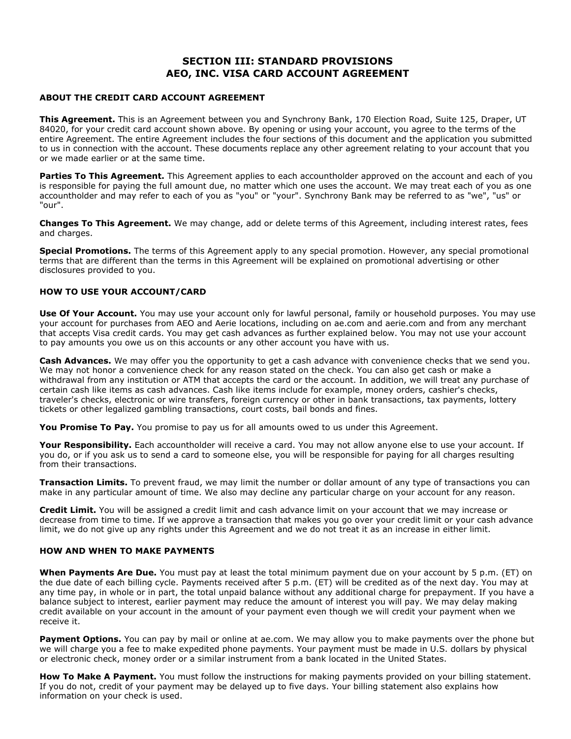# SECTION III: STANDARD PROVISIONS
# AEO, INC. VISA CARD ACCOUNT AGREEMENT

## ABOUT THE CREDIT CARD ACCOUNT AGREEMENT

**This Agreement.** This is an Agreement between you and Synchrony Bank, 170 Election Road, Suite 125, Draper, UT 84020, for your credit card account shown above. By opening or using your account, you agree to the terms of the entire Agreement. The entire Agreement includes the four sections of this document and the application you submitted to us in connection with the account. These documents replace any other agreement relating to your account that you or we made earlier or at the same time.

**Parties To This Agreement.** This Agreement applies to each accountholder approved on the account and each of you is responsible for paying the full amount due, no matter which one uses the account. We may treat each of you as one accountholder and may refer to each of you as "you" or "your". Synchrony Bank may be referred to as "we", "us" or "our".

**Changes To This Agreement.** We may change, add or delete terms of this Agreement, including interest rates, fees and charges.

**Special Promotions.** The terms of this Agreement apply to any special promotion. However, any special promotional terms that are different than the terms in this Agreement will be explained on promotional advertising or other disclosures provided to you.

## HOW TO USE YOUR ACCOUNT/CARD

**Use Of Your Account.** You may use your account only for lawful personal, family or household purposes. You may use your account for purchases from AEO and Aerie locations, including on ae.com and aerie.com and from any merchant that accepts Visa credit cards. You may get cash advances as further explained below. You may not use your account to pay amounts you owe us on this accounts or any other account you have with us.

**Cash Advances.** We may offer you the opportunity to get a cash advance with convenience checks that we send you. We may not honor a convenience check for any reason stated on the check. You can also get cash or make a withdrawal from any institution or ATM that accepts the card or the account. In addition, we will treat any purchase of certain cash like items as cash advances. Cash like items include for example, money orders, cashier's checks, traveler's checks, electronic or wire transfers, foreign currency or other in bank transactions, tax payments, lottery tickets or other legalized gambling transactions, court costs, bail bonds and fines.

**You Promise To Pay.** You promise to pay us for all amounts owed to us under this Agreement.

**Your Responsibility.** Each accountholder will receive a card. You may not allow anyone else to use your account. If you do, or if you ask us to send a card to someone else, you will be responsible for paying for all charges resulting from their transactions.

**Transaction Limits.** To prevent fraud, we may limit the number or dollar amount of any type of transactions you can make in any particular amount of time. We also may decline any particular charge on your account for any reason.

**Credit Limit.** You will be assigned a credit limit and cash advance limit on your account that we may increase or decrease from time to time. If we approve a transaction that makes you go over your credit limit or your cash advance limit, we do not give up any rights under this Agreement and we do not treat it as an increase in either limit.

## HOW AND WHEN TO MAKE PAYMENTS

**When Payments Are Due.** You must pay at least the total minimum payment due on your account by 5 p.m. (ET) on the due date of each billing cycle. Payments received after 5 p.m. (ET) will be credited as of the next day. You may at any time pay, in whole or in part, the total unpaid balance without any additional charge for prepayment. If you have a balance subject to interest, earlier payment may reduce the amount of interest you will pay. We may delay making credit available on your account in the amount of your payment even though we will credit your payment when we receive it.

**Payment Options.** You can pay by mail or online at ae.com. We may allow you to make payments over the phone but we will charge you a fee to make expedited phone payments. Your payment must be made in U.S. dollars by physical or electronic check, money order or a similar instrument from a bank located in the United States.

**How To Make A Payment.** You must follow the instructions for making payments provided on your billing statement. If you do not, credit of your payment may be delayed up to five days. Your billing statement also explains how information on your check is used.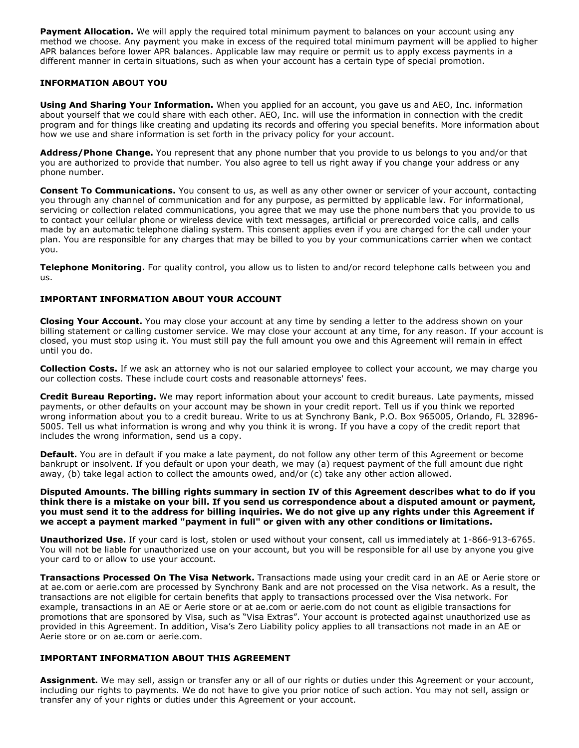**Payment Allocation.** We will apply the required total minimum payment to balances on your account using any method we choose. Any payment you make in excess of the required total minimum payment will be applied to higher APR balances before lower APR balances. Applicable law may require or permit us to apply excess payments in a different manner in certain situations, such as when your account has a certain type of special promotion.

### INFORMATION ABOUT YOU

**Using And Sharing Your Information.** When you applied for an account, you gave us and AEO, Inc. information about yourself that we could share with each other. AEO, Inc. will use the information in connection with the credit program and for things like creating and updating its records and offering you special benefits. More information about how we use and share information is set forth in the privacy policy for your account.

**Address/Phone Change.** You represent that any phone number that you provide to us belongs to you and/or that you are authorized to provide that number. You also agree to tell us right away if you change your address or any phone number.

**Consent To Communications.** You consent to us, as well as any other owner or servicer of your account, contacting you through any channel of communication and for any purpose, as permitted by applicable law. For informational, servicing or collection related communications, you agree that we may use the phone numbers that you provide to us to contact your cellular phone or wireless device with text messages, artificial or prerecorded voice calls, and calls made by an automatic telephone dialing system. This consent applies even if you are charged for the call under your plan. You are responsible for any charges that may be billed to you by your communications carrier when we contact you.

**Telephone Monitoring.** For quality control, you allow us to listen to and/or record telephone calls between you and us.

### IMPORTANT INFORMATION ABOUT YOUR ACCOUNT

**Closing Your Account.** You may close your account at any time by sending a letter to the address shown on your billing statement or calling customer service. We may close your account at any time, for any reason. If your account is closed, you must stop using it. You must still pay the full amount you owe and this Agreement will remain in effect until you do.

**Collection Costs.** If we ask an attorney who is not our salaried employee to collect your account, we may charge you our collection costs. These include court costs and reasonable attorneys' fees.

**Credit Bureau Reporting.** We may report information about your account to credit bureaus. Late payments, missed payments, or other defaults on your account may be shown in your credit report. Tell us if you think we reported wrong information about you to a credit bureau. Write to us at Synchrony Bank, P.O. Box 965005, Orlando, FL 32896-5005. Tell us what information is wrong and why you think it is wrong. If you have a copy of the credit report that includes the wrong information, send us a copy.

**Default.** You are in default if you make a late payment, do not follow any other term of this Agreement or become bankrupt or insolvent. If you default or upon your death, we may (a) request payment of the full amount due right away, (b) take legal action to collect the amounts owed, and/or (c) take any other action allowed.

**Disputed Amounts. The billing rights summary in section IV of this Agreement describes what to do if you think there is a mistake on your bill. If you send us correspondence about a disputed amount or payment, you must send it to the address for billing inquiries. We do not give up any rights under this Agreement if we accept a payment marked "payment in full" or given with any other conditions or limitations.**

**Unauthorized Use.** If your card is lost, stolen or used without your consent, call us immediately at 1-866-913-6765. You will not be liable for unauthorized use on your account, but you will be responsible for all use by anyone you give your card to or allow to use your account.

**Transactions Processed On The Visa Network.** Transactions made using your credit card in an AE or Aerie store or at ae.com or aerie.com are processed by Synchrony Bank and are not processed on the Visa network. As a result, the transactions are not eligible for certain benefits that apply to transactions processed over the Visa network. For example, transactions in an AE or Aerie store or at ae.com or aerie.com do not count as eligible transactions for promotions that are sponsored by Visa, such as "Visa Extras". Your account is protected against unauthorized use as provided in this Agreement. In addition, Visa's Zero Liability policy applies to all transactions not made in an AE or Aerie store or on ae.com or aerie.com.

### IMPORTANT INFORMATION ABOUT THIS AGREEMENT

**Assignment.** We may sell, assign or transfer any or all of our rights or duties under this Agreement or your account, including our rights to payments. We do not have to give you prior notice of such action. You may not sell, assign or transfer any of your rights or duties under this Agreement or your account.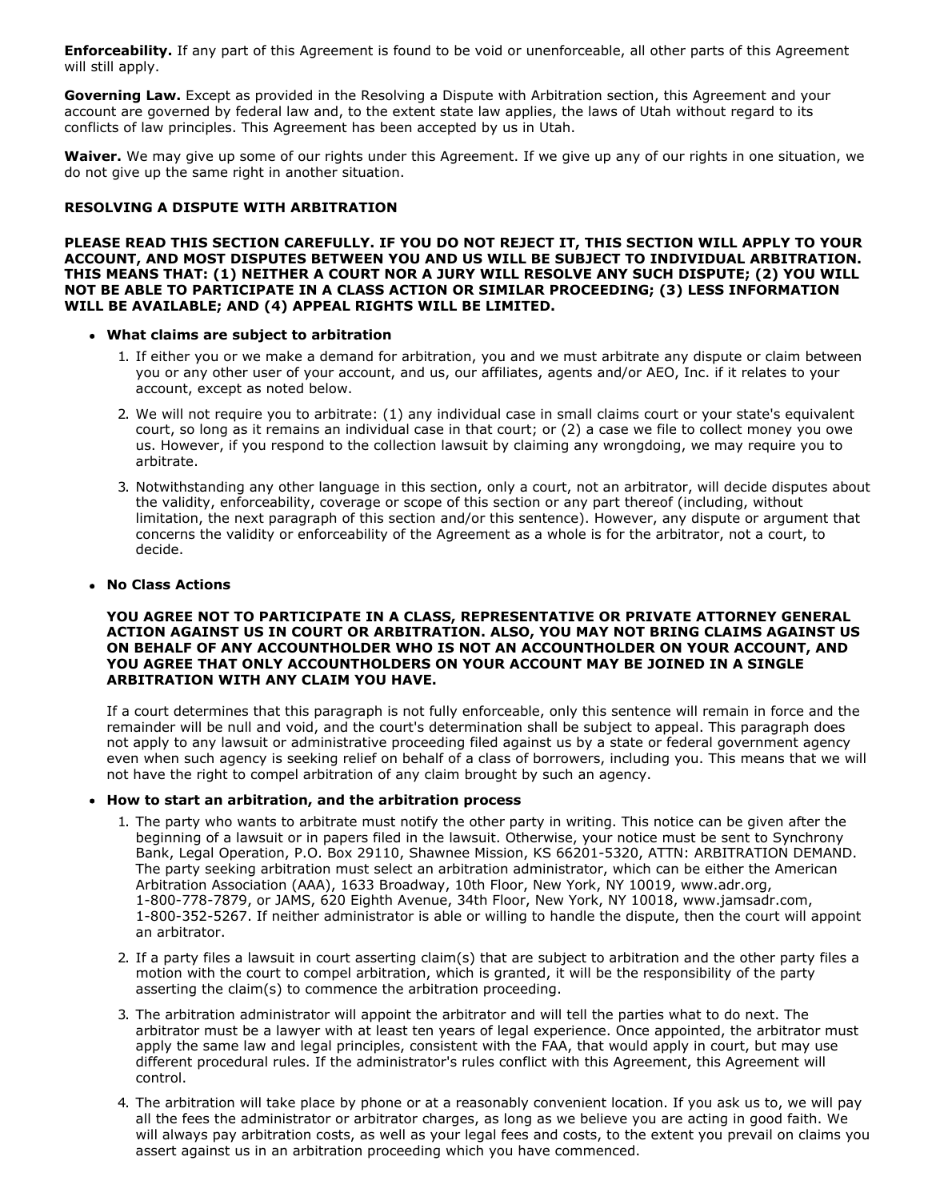**Enforceability.** If any part of this Agreement is found to be void or unenforceable, all other parts of this Agreement will still apply.

**Governing Law.** Except as provided in the Resolving a Dispute with Arbitration section, this Agreement and your account are governed by federal law and, to the extent state law applies, the laws of Utah without regard to its conflicts of law principles. This Agreement has been accepted by us in Utah.

**Waiver.** We may give up some of our rights under this Agreement. If we give up any of our rights in one situation, we do not give up the same right in another situation.

**RESOLVING A DISPUTE WITH ARBITRATION**

**PLEASE READ THIS SECTION CAREFULLY. IF YOU DO NOT REJECT IT, THIS SECTION WILL APPLY TO YOUR ACCOUNT, AND MOST DISPUTES BETWEEN YOU AND US WILL BE SUBJECT TO INDIVIDUAL ARBITRATION. THIS MEANS THAT: (1) NEITHER A COURT NOR A JURY WILL RESOLVE ANY SUCH DISPUTE; (2) YOU WILL NOT BE ABLE TO PARTICIPATE IN A CLASS ACTION OR SIMILAR PROCEEDING; (3) LESS INFORMATION WILL BE AVAILABLE; AND (4) APPEAL RIGHTS WILL BE LIMITED.**

- **What claims are subject to arbitration**
  1. If either you or we make a demand for arbitration, you and we must arbitrate any dispute or claim between you or any other user of your account, and us, our affiliates, agents and/or AEO, Inc. if it relates to your account, except as noted below.
  2. We will not require you to arbitrate: (1) any individual case in small claims court or your state's equivalent court, so long as it remains an individual case in that court; or (2) a case we file to collect money you owe us. However, if you respond to the collection lawsuit by claiming any wrongdoing, we may require you to arbitrate.
  3. Notwithstanding any other language in this section, only a court, not an arbitrator, will decide disputes about the validity, enforceability, coverage or scope of this section or any part thereof (including, without limitation, the next paragraph of this section and/or this sentence). However, any dispute or argument that concerns the validity or enforceability of the Agreement as a whole is for the arbitrator, not a court, to decide.

- **No Class Actions**

  **YOU AGREE NOT TO PARTICIPATE IN A CLASS, REPRESENTATIVE OR PRIVATE ATTORNEY GENERAL ACTION AGAINST US IN COURT OR ARBITRATION. ALSO, YOU MAY NOT BRING CLAIMS AGAINST US ON BEHALF OF ANY ACCOUNTHOLDER WHO IS NOT AN ACCOUNTHOLDER ON YOUR ACCOUNT, AND YOU AGREE THAT ONLY ACCOUNTHOLDERS ON YOUR ACCOUNT MAY BE JOINED IN A SINGLE ARBITRATION WITH ANY CLAIM YOU HAVE.**

  If a court determines that this paragraph is not fully enforceable, only this sentence will remain in force and the remainder will be null and void, and the court's determination shall be subject to appeal. This paragraph does not apply to any lawsuit or administrative proceeding filed against us by a state or federal government agency even when such agency is seeking relief on behalf of a class of borrowers, including you. This means that we will not have the right to compel arbitration of any claim brought by such an agency.

- **How to start an arbitration, and the arbitration process**
  1. The party who wants to arbitrate must notify the other party in writing. This notice can be given after the beginning of a lawsuit or in papers filed in the lawsuit. Otherwise, your notice must be sent to Synchrony Bank, Legal Operation, P.O. Box 29110, Shawnee Mission, KS 66201-5320, ATTN: ARBITRATION DEMAND. The party seeking arbitration must select an arbitration administrator, which can be either the American Arbitration Association (AAA), 1633 Broadway, 10th Floor, New York, NY 10019, www.adr.org, 1-800-778-7879, or JAMS, 620 Eighth Avenue, 34th Floor, New York, NY 10018, www.jamsadr.com, 1-800-352-5267. If neither administrator is able or willing to handle the dispute, then the court will appoint an arbitrator.
  2. If a party files a lawsuit in court asserting claim(s) that are subject to arbitration and the other party files a motion with the court to compel arbitration, which is granted, it will be the responsibility of the party asserting the claim(s) to commence the arbitration proceeding.
  3. The arbitration administrator will appoint the arbitrator and will tell the parties what to do next. The arbitrator must be a lawyer with at least ten years of legal experience. Once appointed, the arbitrator must apply the same law and legal principles, consistent with the FAA, that would apply in court, but may use different procedural rules. If the administrator's rules conflict with this Agreement, this Agreement will control.
  4. The arbitration will take place by phone or at a reasonably convenient location. If you ask us to, we will pay all the fees the administrator or arbitrator charges, as long as we believe you are acting in good faith. We will always pay arbitration costs, as well as your legal fees and costs, to the extent you prevail on claims you assert against us in an arbitration proceeding which you have commenced.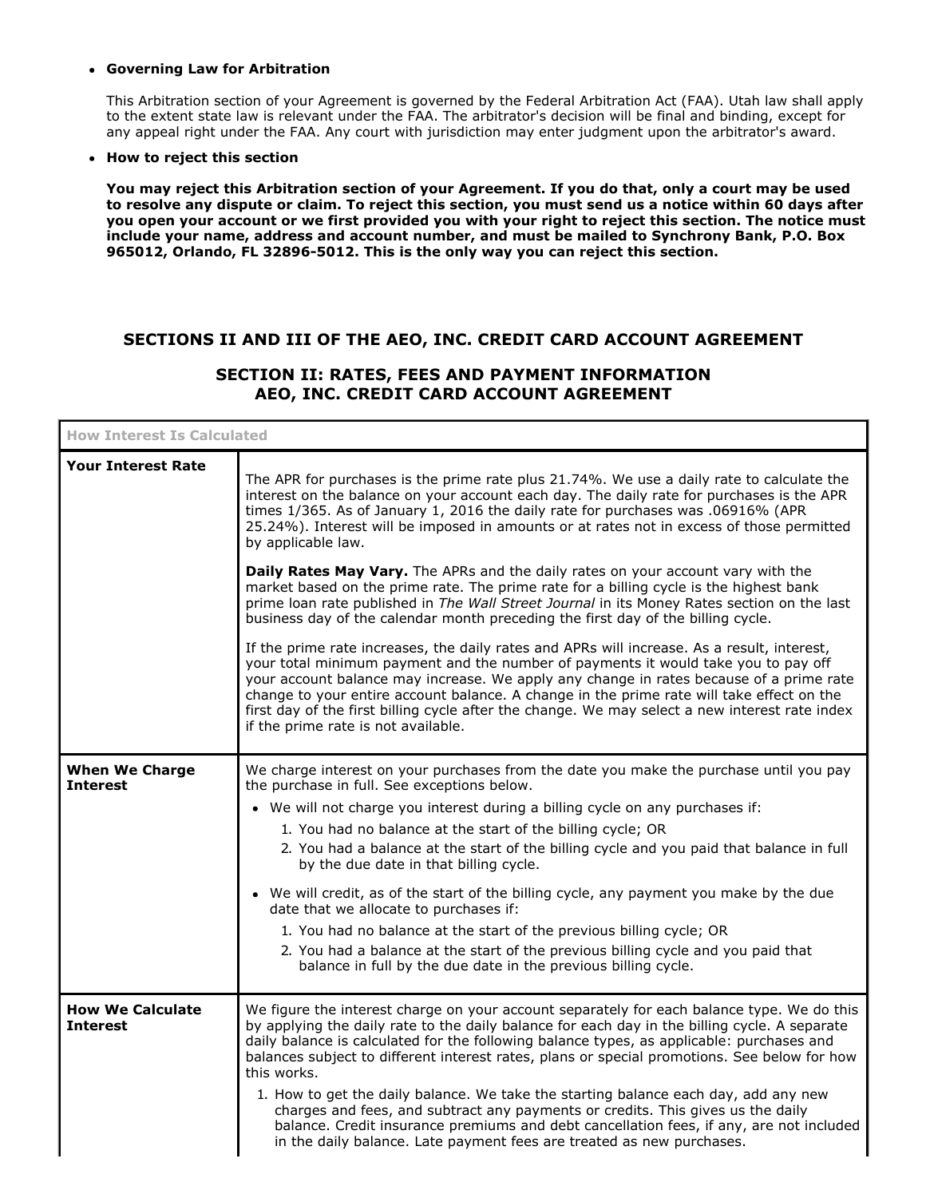- **Governing Law for Arbitration**

  This Arbitration section of your Agreement is governed by the Federal Arbitration Act (FAA). Utah law shall apply to the extent state law is relevant under the FAA. The arbitrator's decision will be final and binding, except for any appeal right under the FAA. Any court with jurisdiction may enter judgment upon the arbitrator's award.

- **How to reject this section**

  **You may reject this Arbitration section of your Agreement. If you do that, only a court may be used to resolve any dispute or claim. To reject this section, you must send us a notice within 60 days after you open your account or we first provided you with your right to reject this section. The notice must include your name, address and account number, and must be mailed to Synchrony Bank, P.O. Box 965012, Orlando, FL 32896-5012. This is the only way you can reject this section.**

## SECTIONS II AND III OF THE AEO, INC. CREDIT CARD ACCOUNT AGREEMENT

## SECTION II: RATES, FEES AND PAYMENT INFORMATION AEO, INC. CREDIT CARD ACCOUNT AGREEMENT

| How Interest Is Calculated | |
| --- | --- |
| **Your Interest Rate** | The APR for purchases is the prime rate plus 21.74%. We use a daily rate to calculate the interest on the balance on your account each day. The daily rate for purchases is the APR times 1/365. As of January 1, 2016 the daily rate for purchases was .06916% (APR 25.24%). Interest will be imposed in amounts or at rates not in excess of those permitted by applicable law.<br><br>**Daily Rates May Vary.** The APRs and the daily rates on your account vary with the market based on the prime rate. The prime rate for a billing cycle is the highest bank prime loan rate published in *The Wall Street Journal* in its Money Rates section on the last business day of the calendar month preceding the first day of the billing cycle.<br><br>If the prime rate increases, the daily rates and APRs will increase. As a result, interest, your total minimum payment and the number of payments it would take you to pay off your account balance may increase. We apply any change in rates because of a prime rate change to your entire account balance. A change in the prime rate will take effect on the first day of the first billing cycle after the change. We may select a new interest rate index if the prime rate is not available. |
| **When We Charge Interest** | We charge interest on your purchases from the date you make the purchase until you pay the purchase in full. See exceptions below.<br>• We will not charge you interest during a billing cycle on any purchases if:<br>1. You had no balance at the start of the billing cycle; OR<br>2. You had a balance at the start of the billing cycle and you paid that balance in full by the due date in that billing cycle.<br>• We will credit, as of the start of the billing cycle, any payment you make by the due date that we allocate to purchases if:<br>1. You had no balance at the start of the previous billing cycle; OR<br>2. You had a balance at the start of the previous billing cycle and you paid that balance in full by the due date in the previous billing cycle. |
| **How We Calculate Interest** | We figure the interest charge on your account separately for each balance type. We do this by applying the daily rate to the daily balance for each day in the billing cycle. A separate daily balance is calculated for the following balance types, as applicable: purchases and balances subject to different interest rates, plans or special promotions. See below for how this works.<br>1. How to get the daily balance. We take the starting balance each day, add any new charges and fees, and subtract any payments or credits. This gives us the daily balance. Credit insurance premiums and debt cancellation fees, if any, are not included in the daily balance. Late payment fees are treated as new purchases. |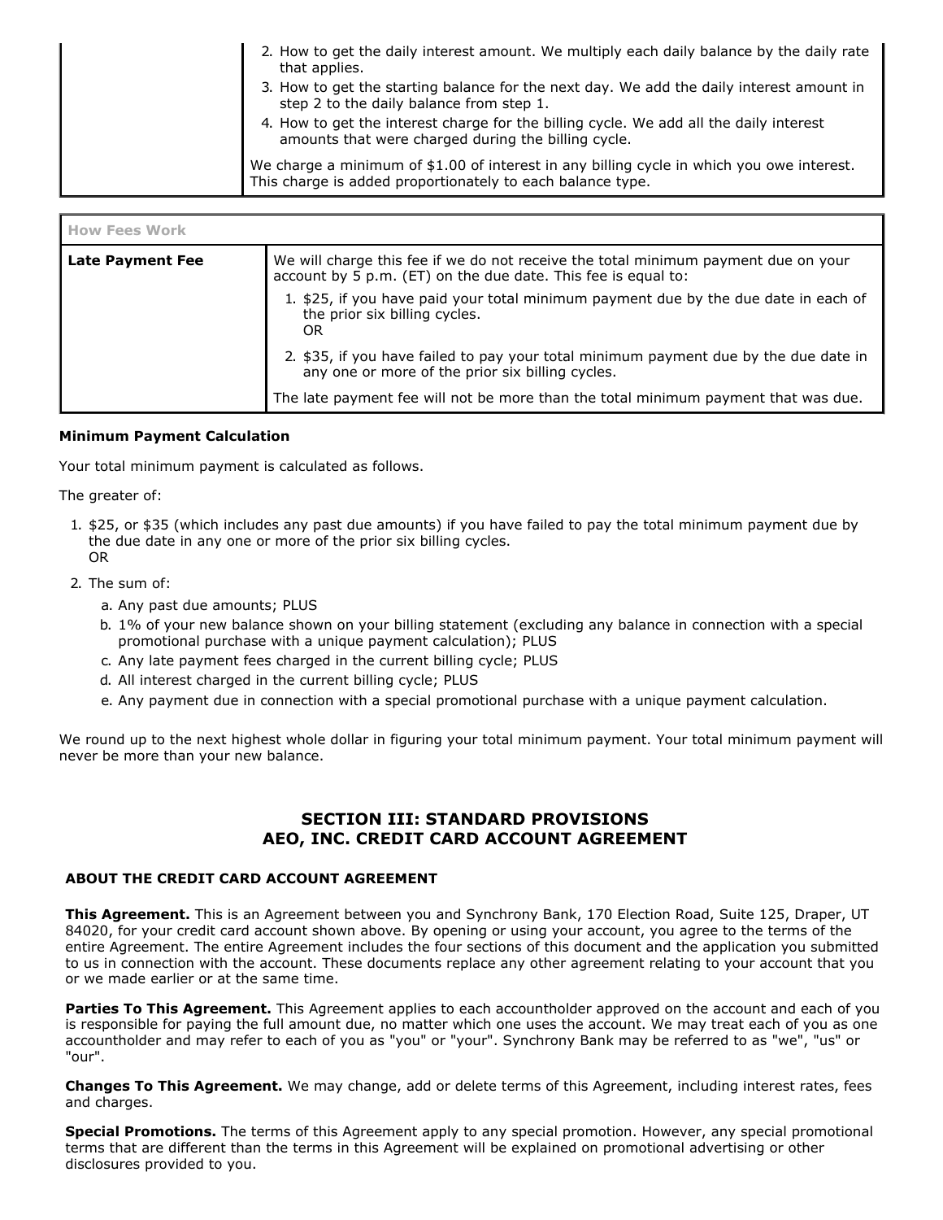| | |
|---|---|
| | 2. How to get the daily interest amount. We multiply each daily balance by the daily rate that applies.<br>3. How to get the starting balance for the next day. We add the daily interest amount in step 2 to the daily balance from step 1.<br>4. How to get the interest charge for the billing cycle. We add all the daily interest amounts that were charged during the billing cycle.<br><br>We charge a minimum of $1.00 of interest in any billing cycle in which you owe interest. This charge is added proportionately to each balance type. |

| How Fees Work | |
|---|---|
| **Late Payment Fee** | We will charge this fee if we do not receive the total minimum payment due on your account by 5 p.m. (ET) on the due date. This fee is equal to:<br>1. $25, if you have paid your total minimum payment due by the due date in each of the prior six billing cycles.<br>OR<br>2. $35, if you have failed to pay your total minimum payment due by the due date in any one or more of the prior six billing cycles.<br><br>The late payment fee will not be more than the total minimum payment that was due. |

**Minimum Payment Calculation**

Your total minimum payment is calculated as follows.

The greater of:

1. $25, or $35 (which includes any past due amounts) if you have failed to pay the total minimum payment due by the due date in any one or more of the prior six billing cycles.
   OR
2. The sum of:
   a. Any past due amounts; PLUS
   b. 1% of your new balance shown on your billing statement (excluding any balance in connection with a special promotional purchase with a unique payment calculation); PLUS
   c. Any late payment fees charged in the current billing cycle; PLUS
   d. All interest charged in the current billing cycle; PLUS
   e. Any payment due in connection with a special promotional purchase with a unique payment calculation.

We round up to the next highest whole dollar in figuring your total minimum payment. Your total minimum payment will never be more than your new balance.

## SECTION III: STANDARD PROVISIONS
## AEO, INC. CREDIT CARD ACCOUNT AGREEMENT

**ABOUT THE CREDIT CARD ACCOUNT AGREEMENT**

**This Agreement.** This is an Agreement between you and Synchrony Bank, 170 Election Road, Suite 125, Draper, UT 84020, for your credit card account shown above. By opening or using your account, you agree to the terms of the entire Agreement. The entire Agreement includes the four sections of this document and the application you submitted to us in connection with the account. These documents replace any other agreement relating to your account that you or we made earlier or at the same time.

**Parties To This Agreement.** This Agreement applies to each accountholder approved on the account and each of you is responsible for paying the full amount due, no matter which one uses the account. We may treat each of you as one accountholder and may refer to each of you as "you" or "your". Synchrony Bank may be referred to as "we", "us" or "our".

**Changes To This Agreement.** We may change, add or delete terms of this Agreement, including interest rates, fees and charges.

**Special Promotions.** The terms of this Agreement apply to any special promotion. However, any special promotional terms that are different than the terms in this Agreement will be explained on promotional advertising or other disclosures provided to you.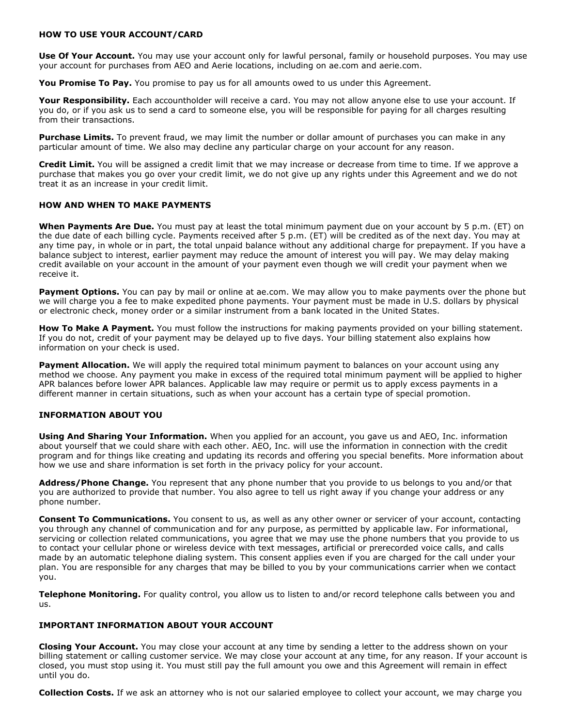## HOW TO USE YOUR ACCOUNT/CARD

**Use Of Your Account.** You may use your account only for lawful personal, family or household purposes. You may use your account for purchases from AEO and Aerie locations, including on ae.com and aerie.com.

**You Promise To Pay.** You promise to pay us for all amounts owed to us under this Agreement.

**Your Responsibility.** Each accountholder will receive a card. You may not allow anyone else to use your account. If you do, or if you ask us to send a card to someone else, you will be responsible for paying for all charges resulting from their transactions.

**Purchase Limits.** To prevent fraud, we may limit the number or dollar amount of purchases you can make in any particular amount of time. We also may decline any particular charge on your account for any reason.

**Credit Limit.** You will be assigned a credit limit that we may increase or decrease from time to time. If we approve a purchase that makes you go over your credit limit, we do not give up any rights under this Agreement and we do not treat it as an increase in your credit limit.

## HOW AND WHEN TO MAKE PAYMENTS

**When Payments Are Due.** You must pay at least the total minimum payment due on your account by 5 p.m. (ET) on the due date of each billing cycle. Payments received after 5 p.m. (ET) will be credited as of the next day. You may at any time pay, in whole or in part, the total unpaid balance without any additional charge for prepayment. If you have a balance subject to interest, earlier payment may reduce the amount of interest you will pay. We may delay making credit available on your account in the amount of your payment even though we will credit your payment when we receive it.

**Payment Options.** You can pay by mail or online at ae.com. We may allow you to make payments over the phone but we will charge you a fee to make expedited phone payments. Your payment must be made in U.S. dollars by physical or electronic check, money order or a similar instrument from a bank located in the United States.

**How To Make A Payment.** You must follow the instructions for making payments provided on your billing statement. If you do not, credit of your payment may be delayed up to five days. Your billing statement also explains how information on your check is used.

**Payment Allocation.** We will apply the required total minimum payment to balances on your account using any method we choose. Any payment you make in excess of the required total minimum payment will be applied to higher APR balances before lower APR balances. Applicable law may require or permit us to apply excess payments in a different manner in certain situations, such as when your account has a certain type of special promotion.

## INFORMATION ABOUT YOU

**Using And Sharing Your Information.** When you applied for an account, you gave us and AEO, Inc. information about yourself that we could share with each other. AEO, Inc. will use the information in connection with the credit program and for things like creating and updating its records and offering you special benefits. More information about how we use and share information is set forth in the privacy policy for your account.

**Address/Phone Change.** You represent that any phone number that you provide to us belongs to you and/or that you are authorized to provide that number. You also agree to tell us right away if you change your address or any phone number.

**Consent To Communications.** You consent to us, as well as any other owner or servicer of your account, contacting you through any channel of communication and for any purpose, as permitted by applicable law. For informational, servicing or collection related communications, you agree that we may use the phone numbers that you provide to us to contact your cellular phone or wireless device with text messages, artificial or prerecorded voice calls, and calls made by an automatic telephone dialing system. This consent applies even if you are charged for the call under your plan. You are responsible for any charges that may be billed to you by your communications carrier when we contact you.

**Telephone Monitoring.** For quality control, you allow us to listen to and/or record telephone calls between you and us.

## IMPORTANT INFORMATION ABOUT YOUR ACCOUNT

**Closing Your Account.** You may close your account at any time by sending a letter to the address shown on your billing statement or calling customer service. We may close your account at any time, for any reason. If your account is closed, you must stop using it. You must still pay the full amount you owe and this Agreement will remain in effect until you do.

**Collection Costs.** If we ask an attorney who is not our salaried employee to collect your account, we may charge you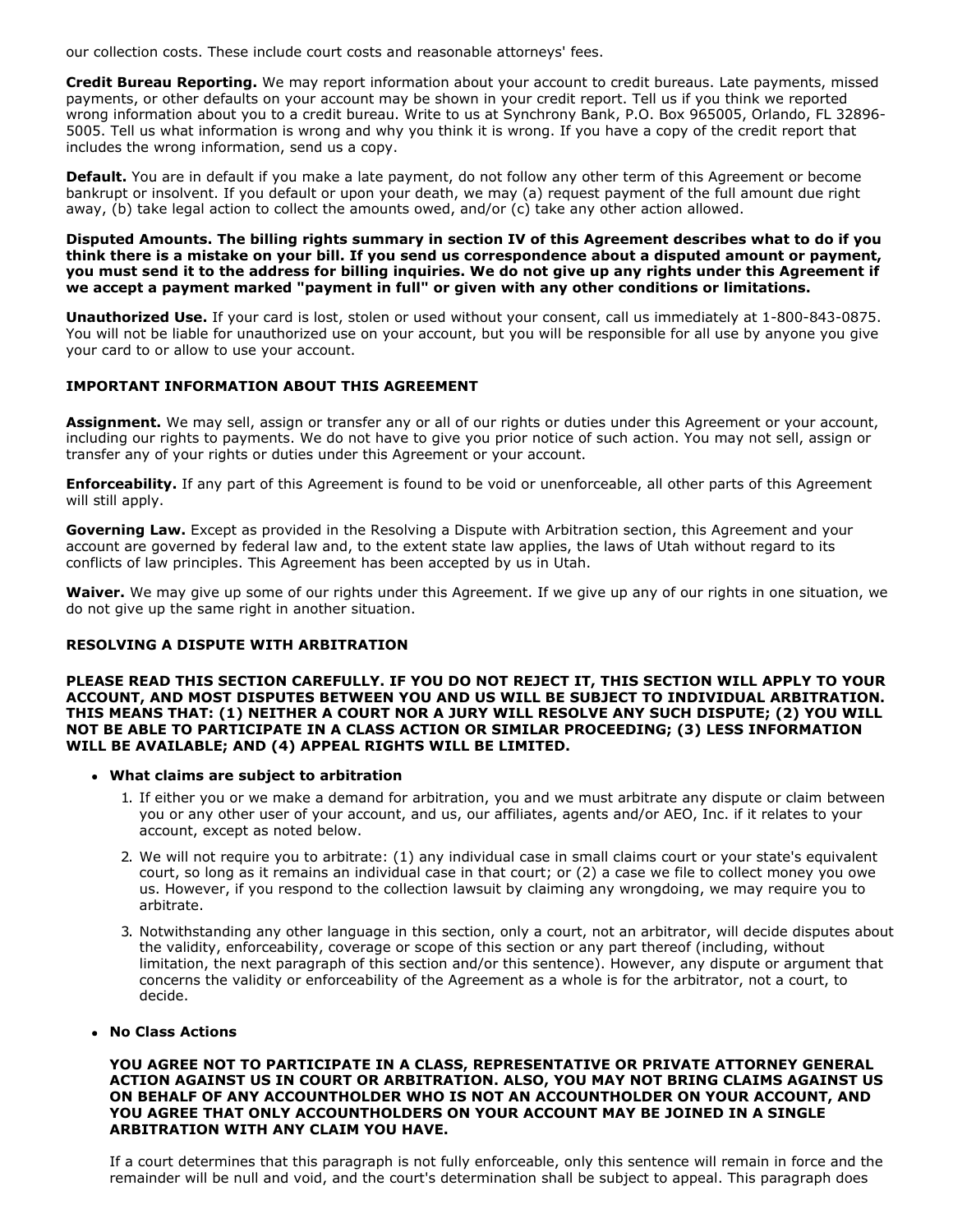our collection costs. These include court costs and reasonable attorneys' fees.

**Credit Bureau Reporting.** We may report information about your account to credit bureaus. Late payments, missed payments, or other defaults on your account may be shown in your credit report. Tell us if you think we reported wrong information about you to a credit bureau. Write to us at Synchrony Bank, P.O. Box 965005, Orlando, FL 32896-5005. Tell us what information is wrong and why you think it is wrong. If you have a copy of the credit report that includes the wrong information, send us a copy.

**Default.** You are in default if you make a late payment, do not follow any other term of this Agreement or become bankrupt or insolvent. If you default or upon your death, we may (a) request payment of the full amount due right away, (b) take legal action to collect the amounts owed, and/or (c) take any other action allowed.

**Disputed Amounts. The billing rights summary in section IV of this Agreement describes what to do if you think there is a mistake on your bill. If you send us correspondence about a disputed amount or payment, you must send it to the address for billing inquiries. We do not give up any rights under this Agreement if we accept a payment marked "payment in full" or given with any other conditions or limitations.**

**Unauthorized Use.** If your card is lost, stolen or used without your consent, call us immediately at 1-800-843-0875. You will not be liable for unauthorized use on your account, but you will be responsible for all use by anyone you give your card to or allow to use your account.

### IMPORTANT INFORMATION ABOUT THIS AGREEMENT

**Assignment.** We may sell, assign or transfer any or all of our rights or duties under this Agreement or your account, including our rights to payments. We do not have to give you prior notice of such action. You may not sell, assign or transfer any of your rights or duties under this Agreement or your account.

**Enforceability.** If any part of this Agreement is found to be void or unenforceable, all other parts of this Agreement will still apply.

**Governing Law.** Except as provided in the Resolving a Dispute with Arbitration section, this Agreement and your account are governed by federal law and, to the extent state law applies, the laws of Utah without regard to its conflicts of law principles. This Agreement has been accepted by us in Utah.

**Waiver.** We may give up some of our rights under this Agreement. If we give up any of our rights in one situation, we do not give up the same right in another situation.

### RESOLVING A DISPUTE WITH ARBITRATION

**PLEASE READ THIS SECTION CAREFULLY. IF YOU DO NOT REJECT IT, THIS SECTION WILL APPLY TO YOUR ACCOUNT, AND MOST DISPUTES BETWEEN YOU AND US WILL BE SUBJECT TO INDIVIDUAL ARBITRATION. THIS MEANS THAT: (1) NEITHER A COURT NOR A JURY WILL RESOLVE ANY SUCH DISPUTE; (2) YOU WILL NOT BE ABLE TO PARTICIPATE IN A CLASS ACTION OR SIMILAR PROCEEDING; (3) LESS INFORMATION WILL BE AVAILABLE; AND (4) APPEAL RIGHTS WILL BE LIMITED.**

- **What claims are subject to arbitration**
  1. If either you or we make a demand for arbitration, you and we must arbitrate any dispute or claim between you or any other user of your account, and us, our affiliates, agents and/or AEO, Inc. if it relates to your account, except as noted below.
  2. We will not require you to arbitrate: (1) any individual case in small claims court or your state's equivalent court, so long as it remains an individual case in that court; or (2) a case we file to collect money you owe us. However, if you respond to the collection lawsuit by claiming any wrongdoing, we may require you to arbitrate.
  3. Notwithstanding any other language in this section, only a court, not an arbitrator, will decide disputes about the validity, enforceability, coverage or scope of this section or any part thereof (including, without limitation, the next paragraph of this section and/or this sentence). However, any dispute or argument that concerns the validity or enforceability of the Agreement as a whole is for the arbitrator, not a court, to decide.

- **No Class Actions**

  **YOU AGREE NOT TO PARTICIPATE IN A CLASS, REPRESENTATIVE OR PRIVATE ATTORNEY GENERAL ACTION AGAINST US IN COURT OR ARBITRATION. ALSO, YOU MAY NOT BRING CLAIMS AGAINST US ON BEHALF OF ANY ACCOUNTHOLDER WHO IS NOT AN ACCOUNTHOLDER ON YOUR ACCOUNT, AND YOU AGREE THAT ONLY ACCOUNTHOLDERS ON YOUR ACCOUNT MAY BE JOINED IN A SINGLE ARBITRATION WITH ANY CLAIM YOU HAVE.**

  If a court determines that this paragraph is not fully enforceable, only this sentence will remain in force and the remainder will be null and void, and the court's determination shall be subject to appeal. This paragraph does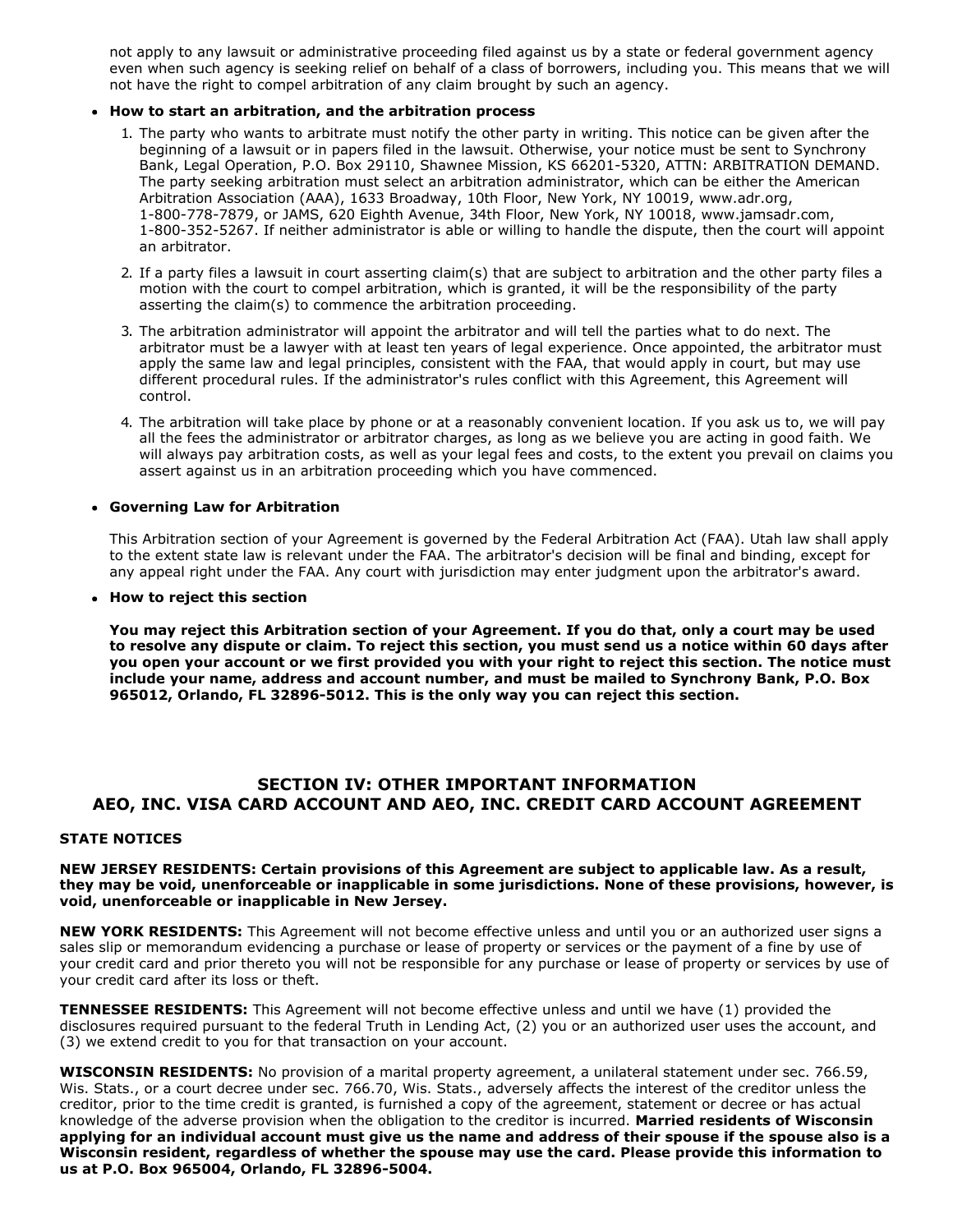not apply to any lawsuit or administrative proceeding filed against us by a state or federal government agency even when such agency is seeking relief on behalf of a class of borrowers, including you. This means that we will not have the right to compel arbitration of any claim brought by such an agency.

- **How to start an arbitration, and the arbitration process**

  1. The party who wants to arbitrate must notify the other party in writing. This notice can be given after the beginning of a lawsuit or in papers filed in the lawsuit. Otherwise, your notice must be sent to Synchrony Bank, Legal Operation, P.O. Box 29110, Shawnee Mission, KS 66201-5320, ATTN: ARBITRATION DEMAND. The party seeking arbitration must select an arbitration administrator, which can be either the American Arbitration Association (AAA), 1633 Broadway, 10th Floor, New York, NY 10019, www.adr.org, 1-800-778-7879, or JAMS, 620 Eighth Avenue, 34th Floor, New York, NY 10018, www.jamsadr.com, 1-800-352-5267. If neither administrator is able or willing to handle the dispute, then the court will appoint an arbitrator.
  2. If a party files a lawsuit in court asserting claim(s) that are subject to arbitration and the other party files a motion with the court to compel arbitration, which is granted, it will be the responsibility of the party asserting the claim(s) to commence the arbitration proceeding.
  3. The arbitration administrator will appoint the arbitrator and will tell the parties what to do next. The arbitrator must be a lawyer with at least ten years of legal experience. Once appointed, the arbitrator must apply the same law and legal principles, consistent with the FAA, that would apply in court, but may use different procedural rules. If the administrator's rules conflict with this Agreement, this Agreement will control.
  4. The arbitration will take place by phone or at a reasonably convenient location. If you ask us to, we will pay all the fees the administrator or arbitrator charges, as long as we believe you are acting in good faith. We will always pay arbitration costs, as well as your legal fees and costs, to the extent you prevail on claims you assert against us in an arbitration proceeding which you have commenced.

- **Governing Law for Arbitration**

  This Arbitration section of your Agreement is governed by the Federal Arbitration Act (FAA). Utah law shall apply to the extent state law is relevant under the FAA. The arbitrator's decision will be final and binding, except for any appeal right under the FAA. Any court with jurisdiction may enter judgment upon the arbitrator's award.

- **How to reject this section**

  **You may reject this Arbitration section of your Agreement. If you do that, only a court may be used to resolve any dispute or claim. To reject this section, you must send us a notice within 60 days after you open your account or we first provided you with your right to reject this section. The notice must include your name, address and account number, and must be mailed to Synchrony Bank, P.O. Box 965012, Orlando, FL 32896-5012. This is the only way you can reject this section.**

## SECTION IV: OTHER IMPORTANT INFORMATION
## AEO, INC. VISA CARD ACCOUNT AND AEO, INC. CREDIT CARD ACCOUNT AGREEMENT

**STATE NOTICES**

**NEW JERSEY RESIDENTS: Certain provisions of this Agreement are subject to applicable law. As a result, they may be void, unenforceable or inapplicable in some jurisdictions. None of these provisions, however, is void, unenforceable or inapplicable in New Jersey.**

**NEW YORK RESIDENTS:** This Agreement will not become effective unless and until you or an authorized user signs a sales slip or memorandum evidencing a purchase or lease of property or services or the payment of a fine by use of your credit card and prior thereto you will not be responsible for any purchase or lease of property or services by use of your credit card after its loss or theft.

**TENNESSEE RESIDENTS:** This Agreement will not become effective unless and until we have (1) provided the disclosures required pursuant to the federal Truth in Lending Act, (2) you or an authorized user uses the account, and (3) we extend credit to you for that transaction on your account.

**WISCONSIN RESIDENTS:** No provision of a marital property agreement, a unilateral statement under sec. 766.59, Wis. Stats., or a court decree under sec. 766.70, Wis. Stats., adversely affects the interest of the creditor unless the creditor, prior to the time credit is granted, is furnished a copy of the agreement, statement or decree or has actual knowledge of the adverse provision when the obligation to the creditor is incurred. **Married residents of Wisconsin applying for an individual account must give us the name and address of their spouse if the spouse also is a Wisconsin resident, regardless of whether the spouse may use the card. Please provide this information to us at P.O. Box 965004, Orlando, FL 32896-5004.**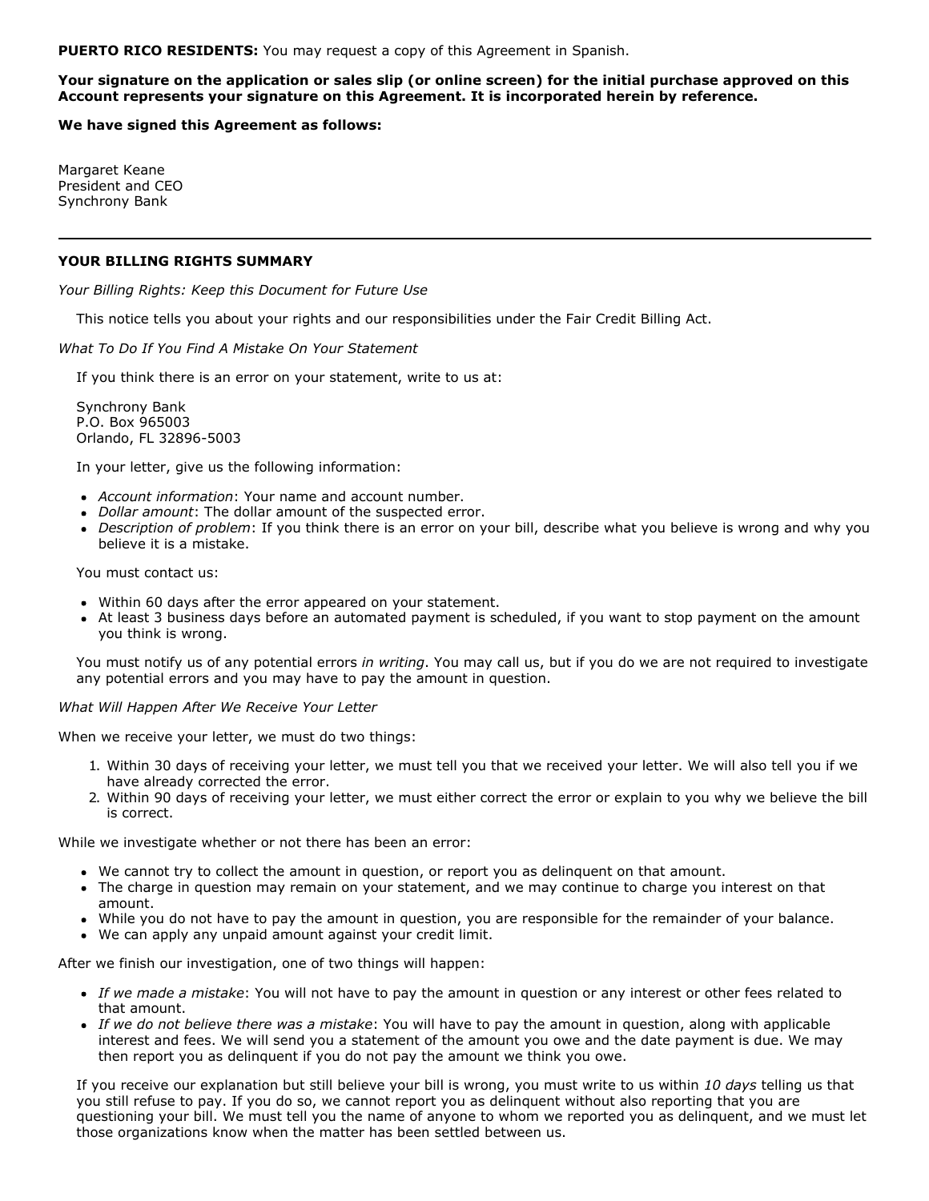**PUERTO RICO RESIDENTS:** You may request a copy of this Agreement in Spanish.

**Your signature on the application or sales slip (or online screen) for the initial purchase approved on this Account represents your signature on this Agreement. It is incorporated herein by reference.**

**We have signed this Agreement as follows:**

Margaret Keane
President and CEO
Synchrony Bank

---

**YOUR BILLING RIGHTS SUMMARY**

*Your Billing Rights: Keep this Document for Future Use*

This notice tells you about your rights and our responsibilities under the Fair Credit Billing Act.

*What To Do If You Find A Mistake On Your Statement*

If you think there is an error on your statement, write to us at:

Synchrony Bank
P.O. Box 965003
Orlando, FL 32896-5003

In your letter, give us the following information:

- *Account information*: Your name and account number.
- *Dollar amount*: The dollar amount of the suspected error.
- *Description of problem*: If you think there is an error on your bill, describe what you believe is wrong and why you believe it is a mistake.

You must contact us:

- Within 60 days after the error appeared on your statement.
- At least 3 business days before an automated payment is scheduled, if you want to stop payment on the amount you think is wrong.

You must notify us of any potential errors *in writing*. You may call us, but if you do we are not required to investigate any potential errors and you may have to pay the amount in question.

*What Will Happen After We Receive Your Letter*

When we receive your letter, we must do two things:

1. Within 30 days of receiving your letter, we must tell you that we received your letter. We will also tell you if we have already corrected the error.
2. Within 90 days of receiving your letter, we must either correct the error or explain to you why we believe the bill is correct.

While we investigate whether or not there has been an error:

- We cannot try to collect the amount in question, or report you as delinquent on that amount.
- The charge in question may remain on your statement, and we may continue to charge you interest on that amount.
- While you do not have to pay the amount in question, you are responsible for the remainder of your balance.
- We can apply any unpaid amount against your credit limit.

After we finish our investigation, one of two things will happen:

- *If we made a mistake*: You will not have to pay the amount in question or any interest or other fees related to that amount.
- *If we do not believe there was a mistake*: You will have to pay the amount in question, along with applicable interest and fees. We will send you a statement of the amount you owe and the date payment is due. We may then report you as delinquent if you do not pay the amount we think you owe.

If you receive our explanation but still believe your bill is wrong, you must write to us within *10 days* telling us that you still refuse to pay. If you do so, we cannot report you as delinquent without also reporting that you are questioning your bill. We must tell you the name of anyone to whom we reported you as delinquent, and we must let those organizations know when the matter has been settled between us.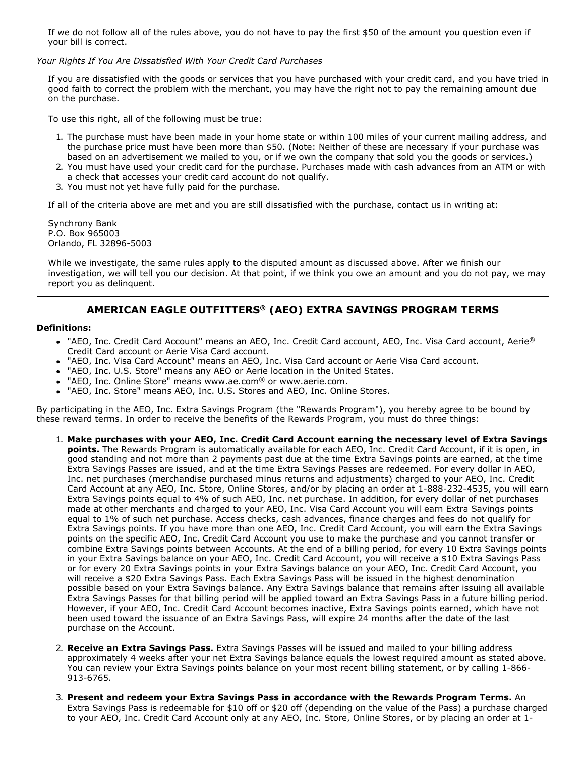If we do not follow all of the rules above, you do not have to pay the first $50 of the amount you question even if your bill is correct.

*Your Rights If You Are Dissatisfied With Your Credit Card Purchases*

If you are dissatisfied with the goods or services that you have purchased with your credit card, and you have tried in good faith to correct the problem with the merchant, you may have the right not to pay the remaining amount due on the purchase.

To use this right, all of the following must be true:

1. The purchase must have been made in your home state or within 100 miles of your current mailing address, and the purchase price must have been more than $50. (Note: Neither of these are necessary if your purchase was based on an advertisement we mailed to you, or if we own the company that sold you the goods or services.)
2. You must have used your credit card for the purchase. Purchases made with cash advances from an ATM or with a check that accesses your credit card account do not qualify.
3. You must not yet have fully paid for the purchase.

If all of the criteria above are met and you are still dissatisfied with the purchase, contact us in writing at:

Synchrony Bank
P.O. Box 965003
Orlando, FL 32896-5003

While we investigate, the same rules apply to the disputed amount as discussed above. After we finish our investigation, we will tell you our decision. At that point, if we think you owe an amount and you do not pay, we may report you as delinquent.

---

## AMERICAN EAGLE OUTFITTERS® (AEO) EXTRA SAVINGS PROGRAM TERMS

**Definitions:**

- "AEO, Inc. Credit Card Account" means an AEO, Inc. Credit Card account, AEO, Inc. Visa Card account, Aerie® Credit Card account or Aerie Visa Card account.
- "AEO, Inc. Visa Card Account" means an AEO, Inc. Visa Card account or Aerie Visa Card account.
- "AEO, Inc. U.S. Store" means any AEO or Aerie location in the United States.
- "AEO, Inc. Online Store" means www.ae.com® or www.aerie.com.
- "AEO, Inc. Store" means AEO, Inc. U.S. Stores and AEO, Inc. Online Stores.

By participating in the AEO, Inc. Extra Savings Program (the "Rewards Program"), you hereby agree to be bound by these reward terms. In order to receive the benefits of the Rewards Program, you must do three things:

1. **Make purchases with your AEO, Inc. Credit Card Account earning the necessary level of Extra Savings points.** The Rewards Program is automatically available for each AEO, Inc. Credit Card Account, if it is open, in good standing and not more than 2 payments past due at the time Extra Savings points are earned, at the time Extra Savings Passes are issued, and at the time Extra Savings Passes are redeemed. For every dollar in AEO, Inc. net purchases (merchandise purchased minus returns and adjustments) charged to your AEO, Inc. Credit Card Account at any AEO, Inc. Store, Online Stores, and/or by placing an order at 1-888-232-4535, you will earn Extra Savings points equal to 4% of such AEO, Inc. net purchase. In addition, for every dollar of net purchases made at other merchants and charged to your AEO, Inc. Visa Card Account you will earn Extra Savings points equal to 1% of such net purchase. Access checks, cash advances, finance charges and fees do not qualify for Extra Savings points. If you have more than one AEO, Inc. Credit Card Account, you will earn the Extra Savings points on the specific AEO, Inc. Credit Card Account you use to make the purchase and you cannot transfer or combine Extra Savings points between Accounts. At the end of a billing period, for every 10 Extra Savings points in your Extra Savings balance on your AEO, Inc. Credit Card Account, you will receive a $10 Extra Savings Pass or for every 20 Extra Savings points in your Extra Savings balance on your AEO, Inc. Credit Card Account, you will receive a $20 Extra Savings Pass. Each Extra Savings Pass will be issued in the highest denomination possible based on your Extra Savings balance. Any Extra Savings balance that remains after issuing all available Extra Savings Passes for that billing period will be applied toward an Extra Savings Pass in a future billing period. However, if your AEO, Inc. Credit Card Account becomes inactive, Extra Savings points earned, which have not been used toward the issuance of an Extra Savings Pass, will expire 24 months after the date of the last purchase on the Account.

2. **Receive an Extra Savings Pass.** Extra Savings Passes will be issued and mailed to your billing address approximately 4 weeks after your net Extra Savings balance equals the lowest required amount as stated above. You can review your Extra Savings points balance on your most recent billing statement, or by calling 1-866-913-6765.

3. **Present and redeem your Extra Savings Pass in accordance with the Rewards Program Terms.** An Extra Savings Pass is redeemable for $10 off or $20 off (depending on the value of the Pass) a purchase charged to your AEO, Inc. Credit Card Account only at any AEO, Inc. Store, Online Stores, or by placing an order at 1-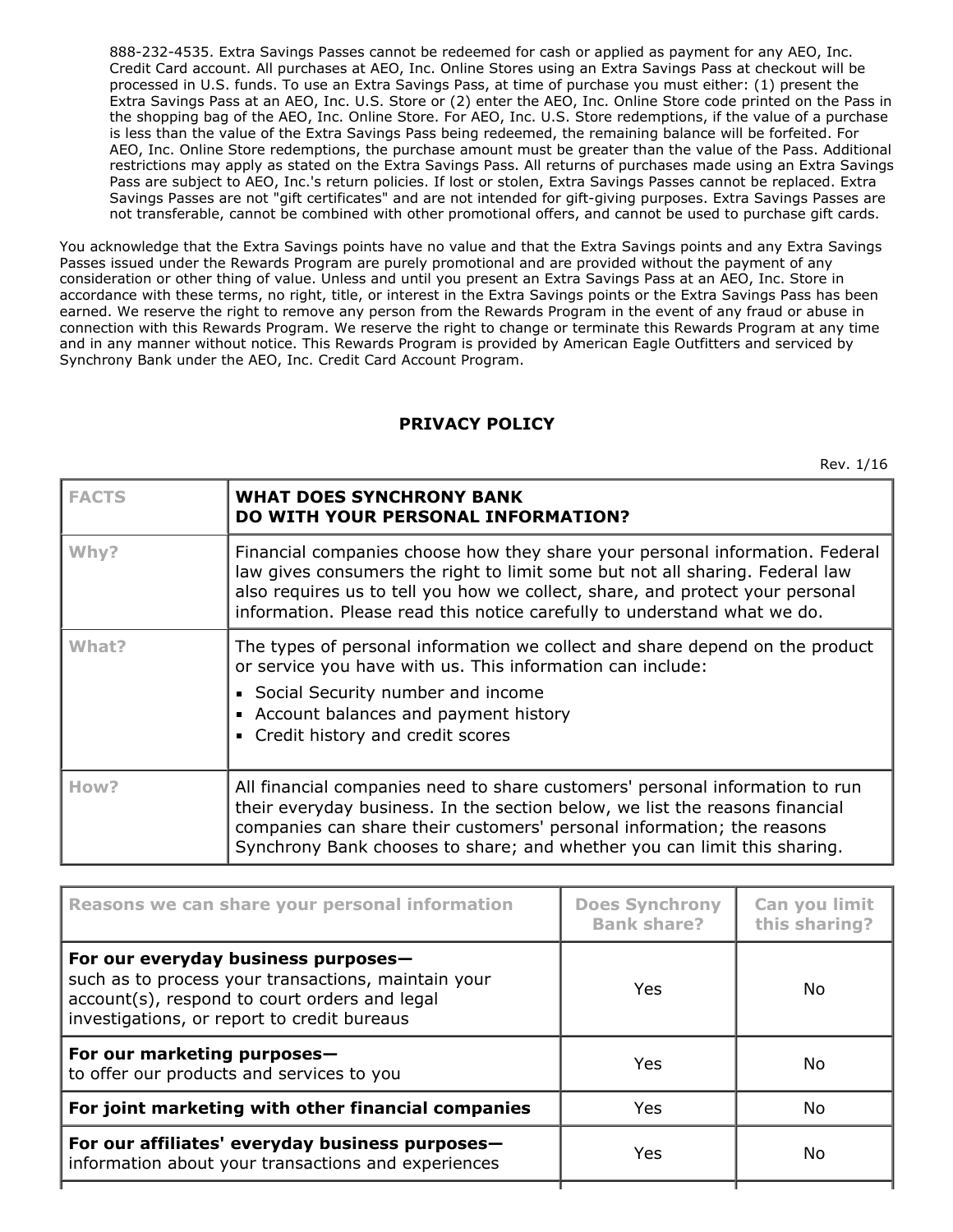888-232-4535. Extra Savings Passes cannot be redeemed for cash or applied as payment for any AEO, Inc. Credit Card account. All purchases at AEO, Inc. Online Stores using an Extra Savings Pass at checkout will be processed in U.S. funds. To use an Extra Savings Pass, at time of purchase you must either: (1) present the Extra Savings Pass at an AEO, Inc. U.S. Store or (2) enter the AEO, Inc. Online Store code printed on the Pass in the shopping bag of the AEO, Inc. Online Store. For AEO, Inc. U.S. Store redemptions, if the value of a purchase is less than the value of the Extra Savings Pass being redeemed, the remaining balance will be forfeited. For AEO, Inc. Online Store redemptions, the purchase amount must be greater than the value of the Pass. Additional restrictions may apply as stated on the Extra Savings Pass. All returns of purchases made using an Extra Savings Pass are subject to AEO, Inc.'s return policies. If lost or stolen, Extra Savings Passes cannot be replaced. Extra Savings Passes are not "gift certificates" and are not intended for gift-giving purposes. Extra Savings Passes are not transferable, cannot be combined with other promotional offers, and cannot be used to purchase gift cards.

You acknowledge that the Extra Savings points have no value and that the Extra Savings points and any Extra Savings Passes issued under the Rewards Program are purely promotional and are provided without the payment of any consideration or other thing of value. Unless and until you present an Extra Savings Pass at an AEO, Inc. Store in accordance with these terms, no right, title, or interest in the Extra Savings points or the Extra Savings Pass has been earned. We reserve the right to remove any person from the Rewards Program in the event of any fraud or abuse in connection with this Rewards Program. We reserve the right to change or terminate this Rewards Program at any time and in any manner without notice. This Rewards Program is provided by American Eagle Outfitters and serviced by Synchrony Bank under the AEO, Inc. Credit Card Account Program.

## PRIVACY POLICY

Rev. 1/16

| FACTS | WHAT DOES SYNCHRONY BANK DO WITH YOUR PERSONAL INFORMATION? |
|---|---|
| Why? | Financial companies choose how they share your personal information. Federal law gives consumers the right to limit some but not all sharing. Federal law also requires us to tell you how we collect, share, and protect your personal information. Please read this notice carefully to understand what we do. |
| What? | The types of personal information we collect and share depend on the product or service you have with us. This information can include:<br>• Social Security number and income<br>• Account balances and payment history<br>• Credit history and credit scores |
| How? | All financial companies need to share customers' personal information to run their everyday business. In the section below, we list the reasons financial companies can share their customers' personal information; the reasons Synchrony Bank chooses to share; and whether you can limit this sharing. |

| Reasons we can share your personal information | Does Synchrony Bank share? | Can you limit this sharing? |
|---|---|---|
| **For our everyday business purposes—** such as to process your transactions, maintain your account(s), respond to court orders and legal investigations, or report to credit bureaus | Yes | No |
| **For our marketing purposes—** to offer our products and services to you | Yes | No |
| **For joint marketing with other financial companies** | Yes | No |
| **For our affiliates' everyday business purposes—** information about your transactions and experiences | Yes | No |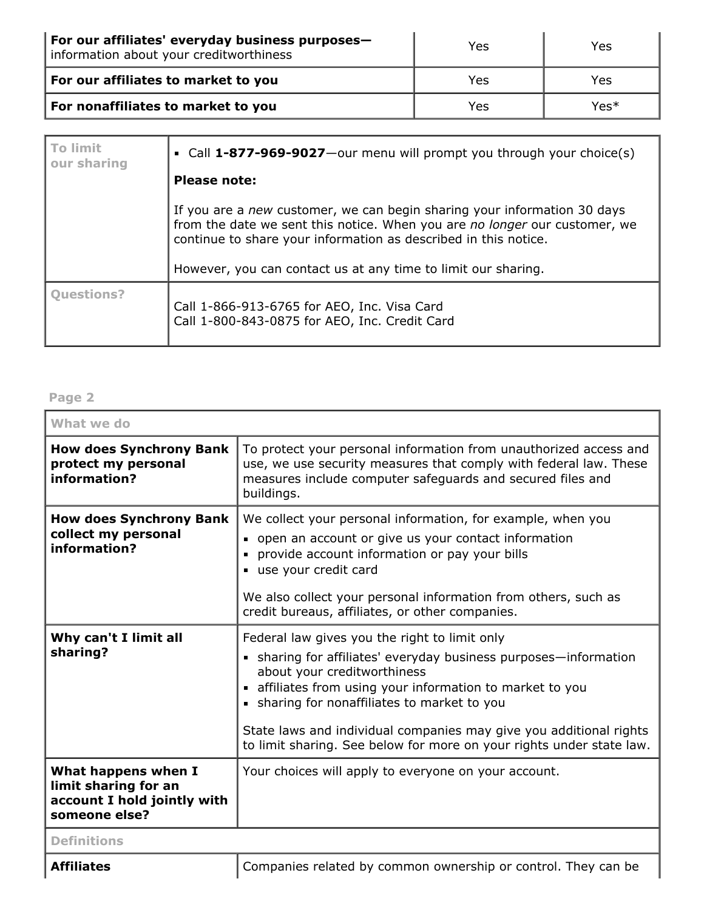| | | |
|---|---|---|
| **For our affiliates' everyday business purposes—** information about your creditworthiness | Yes | Yes |
| **For our affiliates to market to you** | Yes | Yes |
| **For nonaffiliates to market to you** | Yes | Yes* |

| | |
|---|---|
| **To limit our sharing** | ▪ Call **1-877-969-9027**—our menu will prompt you through your choice(s)<br><br>**Please note:**<br><br>If you are a *new* customer, we can begin sharing your information 30 days from the date we sent this notice. When you are *no longer* our customer, we continue to share your information as described in this notice.<br><br>However, you can contact us at any time to limit our sharing. |
| **Questions?** | Call 1-866-913-6765 for AEO, Inc. Visa Card<br>Call 1-800-843-0875 for AEO, Inc. Credit Card |

**Page 2**

| What we do | |
|---|---|
| **How does Synchrony Bank protect my personal information?** | To protect your personal information from unauthorized access and use, we use security measures that comply with federal law. These measures include computer safeguards and secured files and buildings. |
| **How does Synchrony Bank collect my personal information?** | We collect your personal information, for example, when you<br>▪ open an account or give us your contact information<br>▪ provide account information or pay your bills<br>▪ use your credit card<br><br>We also collect your personal information from others, such as credit bureaus, affiliates, or other companies. |
| **Why can't I limit all sharing?** | Federal law gives you the right to limit only<br>▪ sharing for affiliates' everyday business purposes—information about your creditworthiness<br>▪ affiliates from using your information to market to you<br>▪ sharing for nonaffiliates to market to you<br><br>State laws and individual companies may give you additional rights to limit sharing. See below for more on your rights under state law. |
| **What happens when I limit sharing for an account I hold jointly with someone else?** | Your choices will apply to everyone on your account. |
| **Definitions** | |
| **Affiliates** | Companies related by common ownership or control. They can be |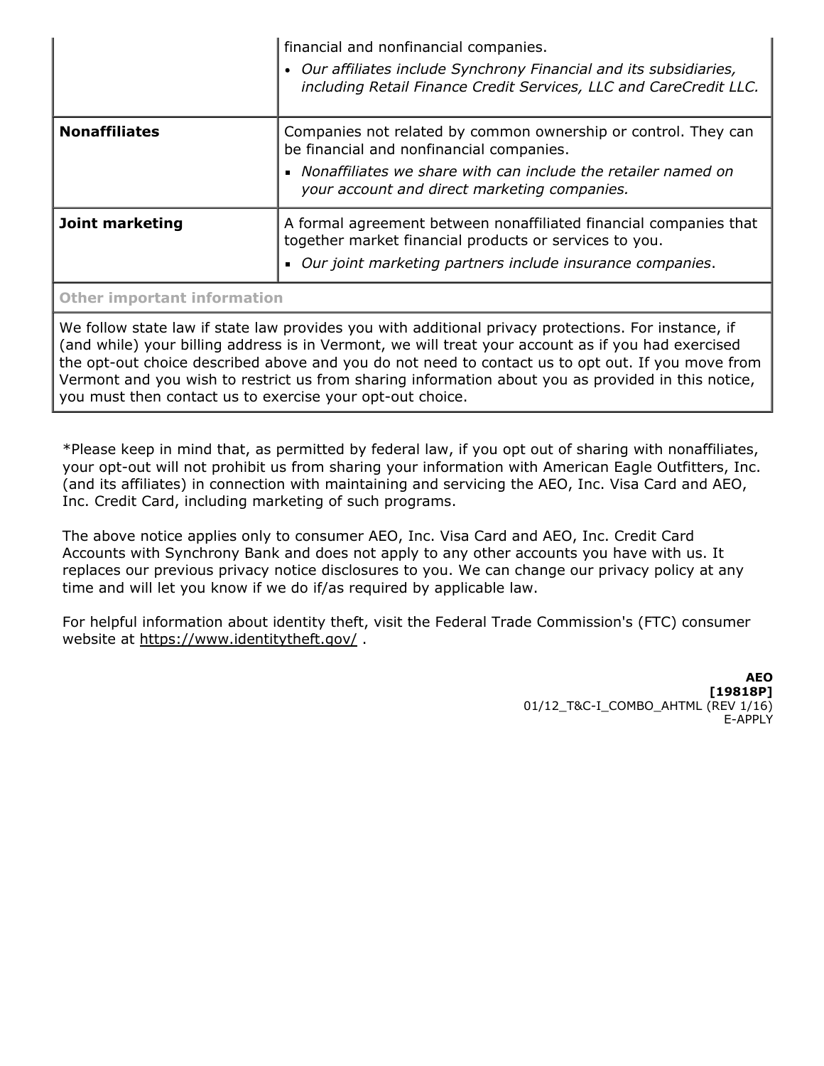| | |
|---|---|
| | financial and nonfinancial companies.<br>• *Our affiliates include Synchrony Financial and its subsidiaries, including Retail Finance Credit Services, LLC and CareCredit LLC.* |
| **Nonaffiliates** | Companies not related by common ownership or control. They can be financial and nonfinancial companies.<br>• *Nonaffiliates we share with can include the retailer named on your account and direct marketing companies.* |
| **Joint marketing** | A formal agreement between nonaffiliated financial companies that together market financial products or services to you.<br>• *Our joint marketing partners include insurance companies*. |

**Other important information**

We follow state law if state law provides you with additional privacy protections. For instance, if (and while) your billing address is in Vermont, we will treat your account as if you had exercised the opt-out choice described above and you do not need to contact us to opt out. If you move from Vermont and you wish to restrict us from sharing information about you as provided in this notice, you must then contact us to exercise your opt-out choice.

*Please keep in mind that, as permitted by federal law, if you opt out of sharing with nonaffiliates, your opt-out will not prohibit us from sharing your information with American Eagle Outfitters, Inc. (and its affiliates) in connection with maintaining and servicing the AEO, Inc. Visa Card and AEO, Inc. Credit Card, including marketing of such programs.

The above notice applies only to consumer AEO, Inc. Visa Card and AEO, Inc. Credit Card Accounts with Synchrony Bank and does not apply to any other accounts you have with us. It replaces our previous privacy notice disclosures to you. We can change our privacy policy at any time and will let you know if we do if/as required by applicable law.

For helpful information about identity theft, visit the Federal Trade Commission's (FTC) consumer website at https://www.identitytheft.gov/ .

**AEO**
**[19818P]**
01/12_T&C-I_COMBO_AHTML (REV 1/16)
E-APPLY